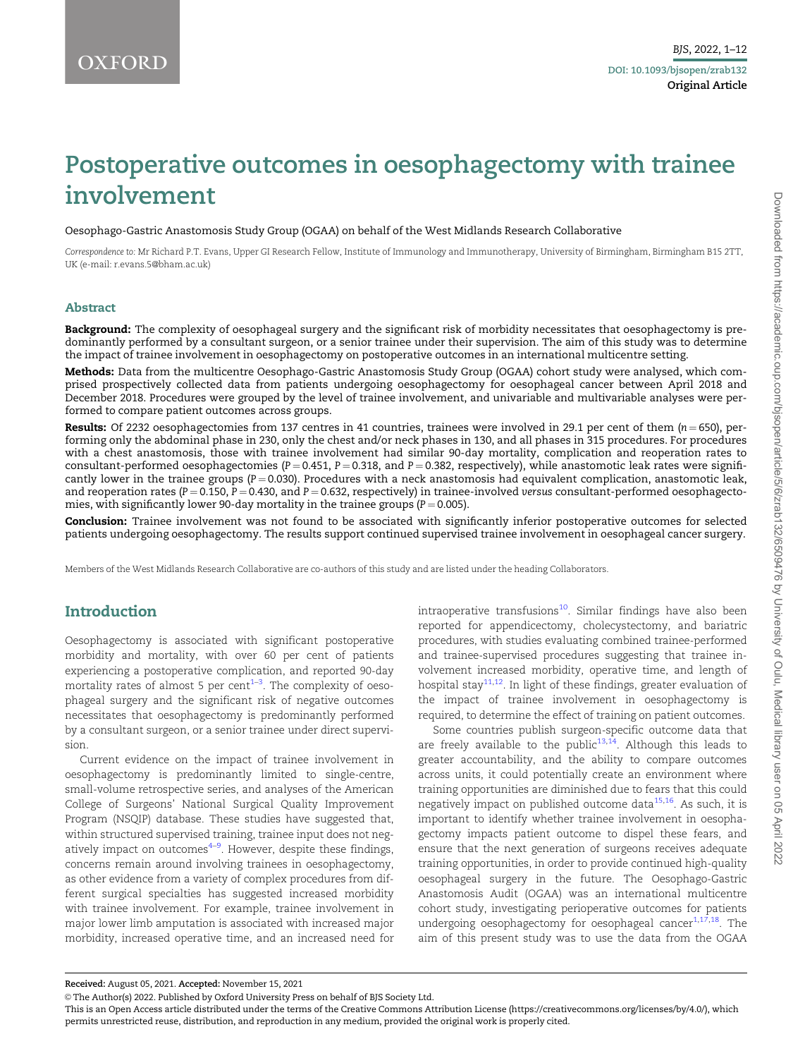# Postoperative outcomes in oesophagectomy with trainee involvement

Oesophago-Gastric Anastomosis Study Group (OGAA) on behalf of the West Midlands Research Collaborative

*Correspondence to:* Mr Richard P.T. Evans, Upper GI Research Fellow, Institute of Immunology and Immunotherapy, University of Birmingham, Birmingham B15 2TT, UK (e-mail: r.evans.5@bham.ac.uk)

## Abstract

**Background:** The complexity of oesophageal surgery and the significant risk of morbidity necessitates that oesophagectomy is predominantly performed by a consultant surgeon, or a senior trainee under their supervision. The aim of this study was to determine the impact of trainee involvement in oesophagectomy on postoperative outcomes in an international multicentre setting.

**Methods:** Data from the multicentre Oesophago-Gastric Anastomosis Study Group (OGAA) cohort study were analysed, which comprised prospectively collected data from patients undergoing oesophagectomy for oesophageal cancer between April 2018 and December 2018. Procedures were grouped by the level of trainee involvement, and univariable and multivariable analyses were performed to compare patient outcomes across groups.

**Results:** Of 2232 oesophagectomies from 137 centres in 41 countries, trainees were involved in 29.1 per cent of them ($n = 650$), performing only the abdominal phase in 230, only the chest and/or neck phases in 130, and all phases in 315 procedures. For procedures with a chest anastomosis, those with trainee involvement had similar 90-day mortality, complication and reoperation rates to consultant-performed oesophagectomies ($P = 0.451$, $P = 0.318$, and $P = 0.382$, respectively), while anastomotic leak rates were significantly lower in the trainee groups ($P = 0.030$). Procedures with a neck anastomosis had equivalent complication, anastomotic leak, and reoperation rates ($P = 0.150$, $P = 0.430$, and $P = 0.632$, respectively) in trainee-involved *versus* consultant-performed oesophagectomies, with significantly lower 90-day mortality in the trainee groups ($P = 0.005$).

**Conclusion:** Trainee involvement was not found to be associated with significantly inferior postoperative outcomes for selected patients undergoing oesophagectomy. The results support continued supervised trainee involvement in oesophageal cancer surgery.

Members of the West Midlands Research Collaborative are co-authors of this study and are listed under the heading Collaborators.

## Introduction

Oesophagectomy is associated with significant postoperative morbidity and mortality, with over 60 per cent of patients experiencing a postoperative complication, and reported 90-day mortality rates of almost 5 per cent[1–3]. The complexity of oesophageal surgery and the significant risk of negative outcomes necessitates that oesophagectomy is predominantly performed by a consultant surgeon, or a senior trainee under direct supervision.

Current evidence on the impact of trainee involvement in oesophagectomy is predominantly limited to single-centre, small-volume retrospective series, and analyses of the American College of Surgeons' National Surgical Quality Improvement Program (NSQIP) database. These studies have suggested that, within structured supervised training, trainee input does not negatively impact on outcomes[4–9]. However, despite these findings, concerns remain around involving trainees in oesophagectomy, as other evidence from a variety of complex procedures from different surgical specialties has suggested increased morbidity with trainee involvement. For example, trainee involvement in major lower limb amputation is associated with increased major morbidity, increased operative time, and an increased need for intraoperative transfusions[10]. Similar findings have also been reported for appendicectomy, cholecystectomy, and bariatric procedures, with studies evaluating combined trainee-performed and trainee-supervised procedures suggesting that trainee involvement increased morbidity, operative time, and length of hospital stay[11,12]. In light of these findings, greater evaluation of the impact of trainee involvement in oesophagectomy is required, to determine the effect of training on patient outcomes.

Some countries publish surgeon-specific outcome data that are freely available to the public[13,14]. Although this leads to greater accountability, and the ability to compare outcomes across units, it could potentially create an environment where training opportunities are diminished due to fears that this could negatively impact on published outcome data[15,16]. As such, it is important to identify whether trainee involvement in oesophagectomy impacts patient outcome to dispel these fears, and ensure that the next generation of surgeons receives adequate training opportunities, in order to provide continued high-quality oesophageal surgery in the future. The Oesophago-Gastric Anastomosis Audit (OGAA) was an international multicentre cohort study, investigating perioperative outcomes for patients undergoing oesophagectomy for oesophageal cancer[1,17,18]. The aim of this present study was to use the data from the OGAA

**Received:** August 05, 2021. **Accepted:** November 15, 2021

© The Author(s) 2022. Published by Oxford University Press on behalf of BJS Society Ltd.

This is an Open Access article distributed under the terms of the Creative Commons Attribution License (https://creativecommons.org/licenses/by/4.0/), which permits unrestricted reuse, distribution, and reproduction in any medium, provided the original work is properly cited.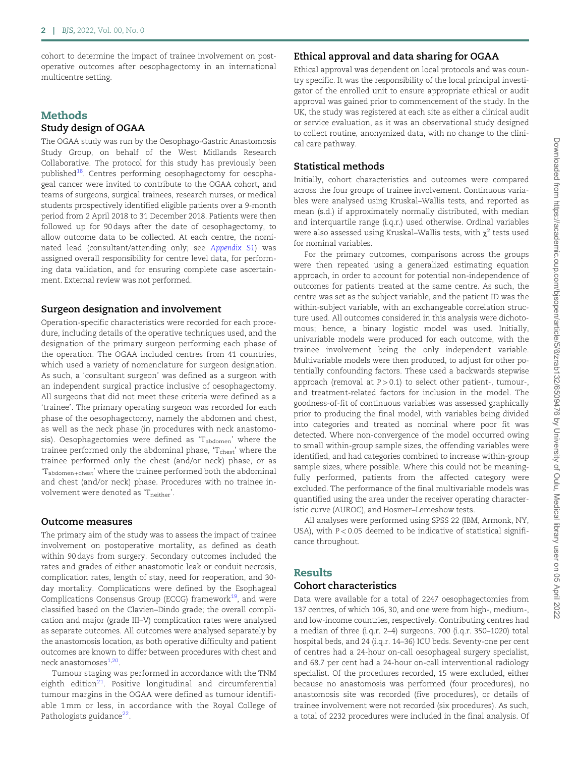cohort to determine the impact of trainee involvement on postoperative outcomes after oesophagectomy in an international multicentre setting.

## Methods

### Study design of OGAA

The OGAA study was run by the Oesophago-Gastric Anastomosis Study Group, on behalf of the West Midlands Research Collaborative. The protocol for this study has previously been published[18]. Centres performing oesophagectomy for oesophageal cancer were invited to contribute to the OGAA cohort, and teams of surgeons, surgical trainees, research nurses, or medical students prospectively identified eligible patients over a 9-month period from 2 April 2018 to 31 December 2018. Patients were then followed up for 90 days after the date of oesophagectomy, to allow outcome data to be collected. At each centre, the nominated lead (consultant/attending only; see *Appendix S1*) was assigned overall responsibility for centre level data, for performing data validation, and for ensuring complete case ascertainment. External review was not performed.

### Surgeon designation and involvement

Operation-specific characteristics were recorded for each procedure, including details of the operative techniques used, and the designation of the primary surgeon performing each phase of the operation. The OGAA included centres from 41 countries, which used a variety of nomenclature for surgeon designation. As such, a 'consultant surgeon' was defined as a surgeon with an independent surgical practice inclusive of oesophagectomy. All surgeons that did not meet these criteria were defined as a 'trainee'. The primary operating surgeon was recorded for each phase of the oesophagectomy, namely the abdomen and chest, as well as the neck phase (in procedures with neck anastomosis). Oesophagectomies were defined as '$T_{abdomen}$' where the trainee performed only the abdominal phase, '$T_{chest}$' where the trainee performed only the chest (and/or neck) phase, or as '$T_{abdomen+chest}$' where the trainee performed both the abdominal and chest (and/or neck) phase. Procedures with no trainee involvement were denoted as '$T_{neither}$'.

### Outcome measures

The primary aim of the study was to assess the impact of trainee involvement on postoperative mortality, as defined as death within 90 days from surgery. Secondary outcomes included the rates and grades of either anastomotic leak or conduit necrosis, complication rates, length of stay, need for reoperation, and 30-day mortality. Complications were defined by the Esophageal Complications Consensus Group (ECCG) framework[19], and were classified based on the Clavien–Dindo grade; the overall complication and major (grade III–V) complication rates were analysed as separate outcomes. All outcomes were analysed separately by the anastomosis location, as both operative difficulty and patient outcomes are known to differ between procedures with chest and neck anastomoses[1,20].

Tumour staging was performed in accordance with the TNM eighth edition[21]. Positive longitudinal and circumferential tumour margins in the OGAA were defined as tumour identifiable 1 mm or less, in accordance with the Royal College of Pathologists guidance[22].

### Ethical approval and data sharing for OGAA

Ethical approval was dependent on local protocols and was country specific. It was the responsibility of the local principal investigator of the enrolled unit to ensure appropriate ethical or audit approval was gained prior to commencement of the study. In the UK, the study was registered at each site as either a clinical audit or service evaluation, as it was an observational study designed to collect routine, anonymized data, with no change to the clinical care pathway.

### Statistical methods

Initially, cohort characteristics and outcomes were compared across the four groups of trainee involvement. Continuous variables were analysed using Kruskal–Wallis tests, and reported as mean (s.d.) if approximately normally distributed, with median and interquartile range (i.q.r.) used otherwise. Ordinal variables were also assessed using Kruskal–Wallis tests, with $\chi^2$ tests used for nominal variables.

For the primary outcomes, comparisons across the groups were then repeated using a generalized estimating equation approach, in order to account for potential non-independence of outcomes for patients treated at the same centre. As such, the centre was set as the subject variable, and the patient ID was the within-subject variable, with an exchangeable correlation structure used. All outcomes considered in this analysis were dichotomous; hence, a binary logistic model was used. Initially, univariable models were produced for each outcome, with the trainee involvement being the only independent variable. Multivariable models were then produced, to adjust for other potentially confounding factors. These used a backwards stepwise approach (removal at $P > 0.1$) to select other patient-, tumour-, and treatment-related factors for inclusion in the model. The goodness-of-fit of continuous variables was assessed graphically prior to producing the final model, with variables being divided into categories and treated as nominal where poor fit was detected. Where non-convergence of the model occurred owing to small within-group sample sizes, the offending variables were identified, and had categories combined to increase within-group sample sizes, where possible. Where this could not be meaningfully performed, patients from the affected category were excluded. The performance of the final multivariable models was quantified using the area under the receiver operating characteristic curve (AUROC), and Hosmer–Lemeshow tests.

All analyses were performed using SPSS 22 (IBM, Armonk, NY, USA), with $P < 0.05$ deemed to be indicative of statistical significance throughout.

## Results

### Cohort characteristics

Data were available for a total of 2247 oesophagectomies from 137 centres, of which 106, 30, and one were from high-, medium-, and low-income countries, respectively. Contributing centres had a median of three (i.q.r. 2–4) surgeons, 700 (i.q.r. 350–1020) total hospital beds, and 24 (i.q.r. 14–36) ICU beds. Seventy-one per cent of centres had a 24-hour on-call oesophageal surgery specialist, and 68.7 per cent had a 24-hour on-call interventional radiology specialist. Of the procedures recorded, 15 were excluded, either because no anastomosis was performed (four procedures), no anastomosis site was recorded (five procedures), or details of trainee involvement were not recorded (six procedures). As such, a total of 2232 procedures were included in the final analysis. Of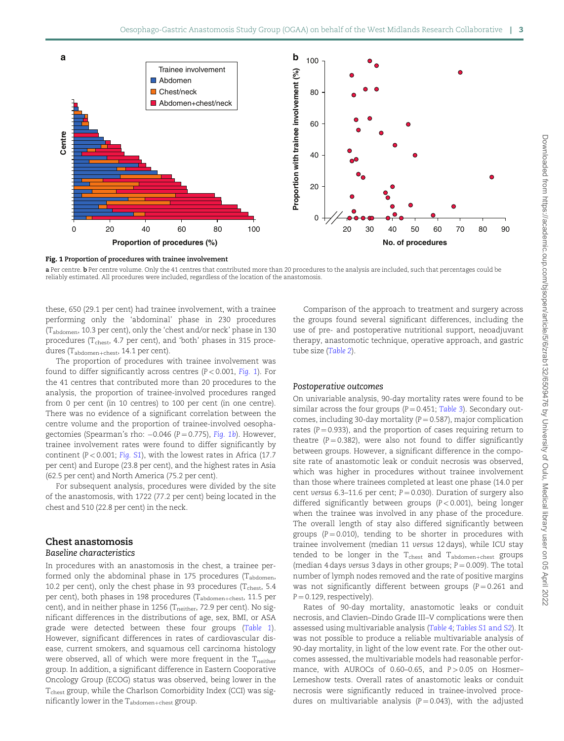**Fig. 1 Proportion of procedures with trainee involvement**

**a** Per centre. **b** Per centre volume. Only the 41 centres that contributed more than 20 procedures to the analysis are included, such that percentages could be reliably estimated. All procedures were included, regardless of the location of the anastomosis.

these, 650 (29.1 per cent) had trainee involvement, with a trainee performing only the 'abdominal' phase in 230 procedures ($T_{abdomen}$, 10.3 per cent), only the 'chest and/or neck' phase in 130 procedures ($T_{chest}$, 4.7 per cent), and 'both' phases in 315 procedures ($T_{abdomen+chest}$, 14.1 per cent).

The proportion of procedures with trainee involvement was found to differ significantly across centres ($P < 0.001$, *Fig. 1*). For the 41 centres that contributed more than 20 procedures to the analysis, the proportion of trainee-involved procedures ranged from 0 per cent (in 10 centres) to 100 per cent (in one centre). There was no evidence of a significant correlation between the centre volume and the proportion of trainee-involved oesophagectomies (Spearman's rho: −0.046 ($P = 0.775$), *Fig. 1b*). However, trainee involvement rates were found to differ significantly by continent ($P < 0.001$; *Fig. S1*), with the lowest rates in Africa (17.7 per cent) and Europe (23.8 per cent), and the highest rates in Asia (62.5 per cent) and North America (75.2 per cent).

For subsequent analysis, procedures were divided by the site of the anastomosis, with 1722 (77.2 per cent) being located in the chest and 510 (22.8 per cent) in the neck.

## Chest anastomosis

### Baseline characteristics

In procedures with an anastomosis in the chest, a trainee performed only the abdominal phase in 175 procedures ($T_{abdomen}$, 10.2 per cent), only the chest phase in 93 procedures ($T_{chest}$, 5.4 per cent), both phases in 198 procedures ($T_{abdomen+chest}$, 11.5 per cent), and in neither phase in 1256 ($T_{neither}$, 72.9 per cent). No significant differences in the distributions of age, sex, BMI, or ASA grade were detected between these four groups (*Table 1*). However, significant differences in rates of cardiovascular disease, current smokers, and squamous cell carcinoma histology were observed, all of which were more frequent in the $T_{neither}$ group. In addition, a significant difference in Eastern Cooperative Oncology Group (ECOG) status was observed, being lower in the $T_{chest}$ group, while the Charlson Comorbidity Index (CCI) was significantly lower in the $T_{abdomen+chest}$ group.

Comparison of the approach to treatment and surgery across the groups found several significant differences, including the use of pre- and postoperative nutritional support, neoadjuvant therapy, anastomotic technique, operative approach, and gastric tube size (*Table 2*).

### Postoperative outcomes

On univariable analysis, 90-day mortality rates were found to be similar across the four groups ($P = 0.451$; *Table 3*). Secondary outcomes, including 30-day mortality ($P = 0.587$), major complication rates ($P = 0.933$), and the proportion of cases requiring return to theatre ($P = 0.382$), were also not found to differ significantly between groups. However, a significant difference in the composite rate of anastomotic leak or conduit necrosis was observed, which was higher in procedures without trainee involvement than those where trainees completed at least one phase (14.0 per cent *versus* 6.3–11.6 per cent; $P = 0.030$). Duration of surgery also differed significantly between groups ($P < 0.001$), being longer when the trainee was involved in any phase of the procedure. The overall length of stay also differed significantly between groups ($P = 0.010$), tending to be shorter in procedures with trainee involvement (median 11 *versus* 12 days), while ICU stay tended to be longer in the $T_{chest}$ and $T_{abdomen+chest}$ groups (median 4 days *versus* 3 days in other groups; $P = 0.009$). The total number of lymph nodes removed and the rate of positive margins was not significantly different between groups ($P = 0.261$ and $P = 0.129$, respectively).

Rates of 90-day mortality, anastomotic leaks or conduit necrosis, and Clavien–Dindo Grade III–V complications were then assessed using multivariable analysis (*Table 4*; *Tables S1 and S2*). It was not possible to produce a reliable multivariable analysis of 90-day mortality, in light of the low event rate. For the other outcomes assessed, the multivariable models had reasonable performance, with AUROCs of 0.60–0.65, and $P > 0.05$ on Hosmer–Lemeshow tests. Overall rates of anastomotic leaks or conduit necrosis were significantly reduced in trainee-involved procedures on multivariable analysis ($P = 0.043$), with the adjusted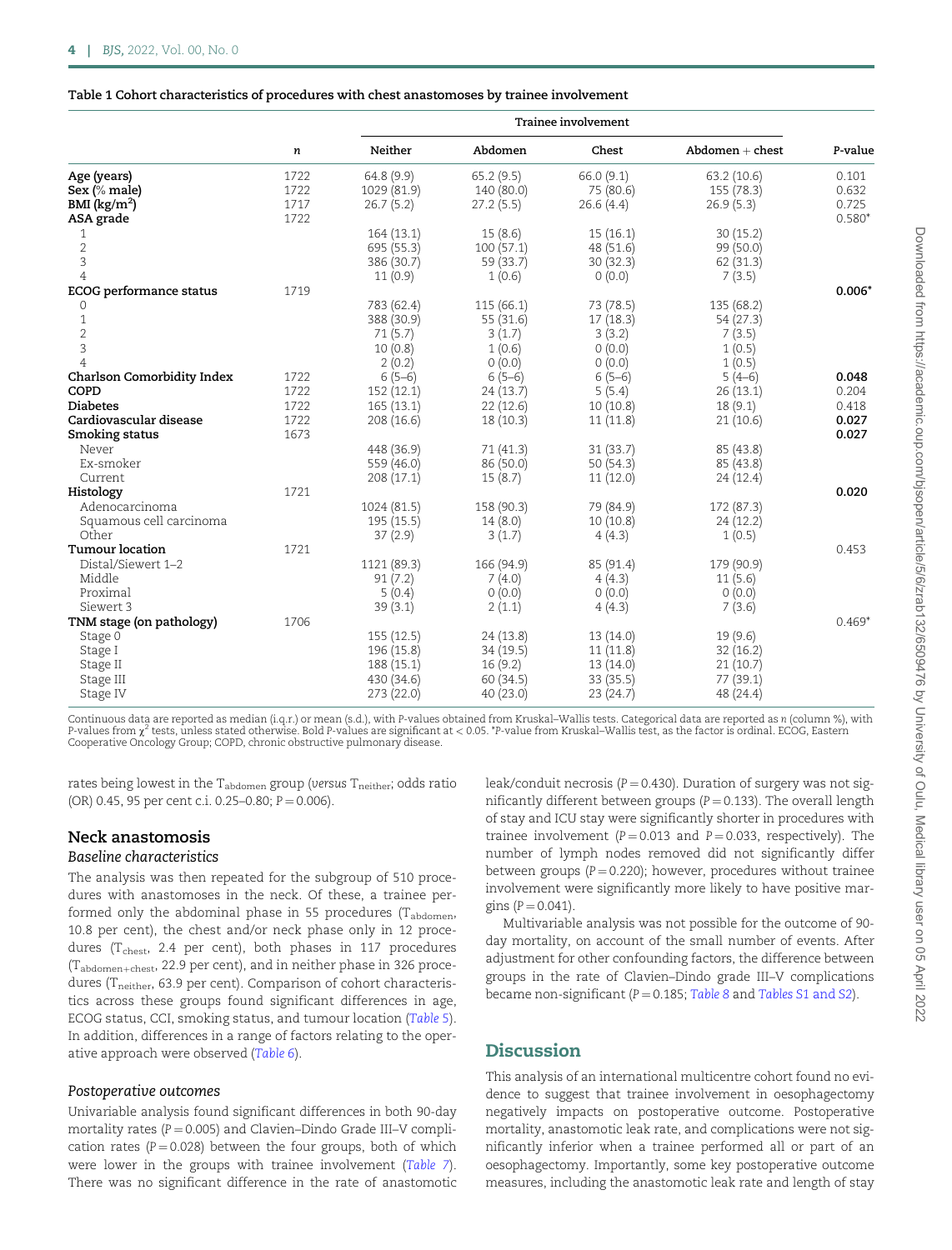**Table 1 Cohort characteristics of procedures with chest anastomoses by trainee involvement**

| | n | Trainee involvement | | | | P-value |
|---|---|---|---|---|---|---|
| | | Neither | Abdomen | Chest | Abdomen + chest | |
| **Age (years)** | 1722 | 64.8 (9.9) | 65.2 (9.5) | 66.0 (9.1) | 63.2 (10.6) | 0.101 |
| **Sex (% male)** | 1722 | 1029 (81.9) | 140 (80.0) | 75 (80.6) | 155 (78.3) | 0.632 |
| **BMI (kg/m$^2$)** | 1717 | 26.7 (5.2) | 27.2 (5.5) | 26.6 (4.4) | 26.9 (5.3) | 0.725 |
| **ASA grade** | 1722 | | | | | 0.580* |
| 1 | | 164 (13.1) | 15 (8.6) | 15 (16.1) | 30 (15.2) | |
| 2 | | 695 (55.3) | 100 (57.1) | 48 (51.6) | 99 (50.0) | |
| 3 | | 386 (30.7) | 59 (33.7) | 30 (32.3) | 62 (31.3) | |
| 4 | | 11 (0.9) | 1 (0.6) | 0 (0.0) | 7 (3.5) | |
| **ECOG performance status** | 1719 | | | | | **0.006*** |
| 0 | | 783 (62.4) | 115 (66.1) | 73 (78.5) | 135 (68.2) | |
| 1 | | 388 (30.9) | 55 (31.6) | 17 (18.3) | 54 (27.3) | |
| 2 | | 71 (5.7) | 3 (1.7) | 3 (3.2) | 7 (3.5) | |
| 3 | | 10 (0.8) | 1 (0.6) | 0 (0.0) | 1 (0.5) | |
| 4 | | 2 (0.2) | 0 (0.0) | 0 (0.0) | 1 (0.5) | |
| **Charlson Comorbidity Index** | 1722 | 6 (5–6) | 6 (5–6) | 6 (5–6) | 5 (4–6) | **0.048** |
| **COPD** | 1722 | 152 (12.1) | 24 (13.7) | 5 (5.4) | 26 (13.1) | 0.204 |
| **Diabetes** | 1722 | 165 (13.1) | 22 (12.6) | 10 (10.8) | 18 (9.1) | 0.418 |
| **Cardiovascular disease** | 1722 | 208 (16.6) | 18 (10.3) | 11 (11.8) | 21 (10.6) | **0.027** |
| **Smoking status** | 1673 | | | | | **0.027** |
| Never | | 448 (36.9) | 71 (41.3) | 31 (33.7) | 85 (43.8) | |
| Ex-smoker | | 559 (46.0) | 86 (50.0) | 50 (54.3) | 85 (43.8) | |
| Current | | 208 (17.1) | 15 (8.7) | 11 (12.0) | 24 (12.4) | |
| **Histology** | 1721 | | | | | **0.020** |
| Adenocarcinoma | | 1024 (81.5) | 158 (90.3) | 79 (84.9) | 172 (87.3) | |
| Squamous cell carcinoma | | 195 (15.5) | 14 (8.0) | 10 (10.8) | 24 (12.2) | |
| Other | | 37 (2.9) | 3 (1.7) | 4 (4.3) | 1 (0.5) | |
| **Tumour location** | 1721 | | | | | 0.453 |
| Distal/Siewert 1–2 | | 1121 (89.3) | 166 (94.9) | 85 (91.4) | 179 (90.9) | |
| Middle | | 91 (7.2) | 7 (4.0) | 4 (4.3) | 11 (5.6) | |
| Proximal | | 5 (0.4) | 0 (0.0) | 0 (0.0) | 0 (0.0) | |
| Siewert 3 | | 39 (3.1) | 2 (1.1) | 4 (4.3) | 7 (3.6) | |
| **TNM stage (on pathology)** | 1706 | | | | | 0.469* |
| Stage 0 | | 155 (12.5) | 24 (13.8) | 13 (14.0) | 19 (9.6) | |
| Stage I | | 196 (15.8) | 34 (19.5) | 11 (11.8) | 32 (16.2) | |
| Stage II | | 188 (15.1) | 16 (9.2) | 13 (14.0) | 21 (10.7) | |
| Stage III | | 430 (34.6) | 60 (34.5) | 33 (35.5) | 77 (39.1) | |
| Stage IV | | 273 (22.0) | 40 (23.0) | 23 (24.7) | 48 (24.4) | |

Continuous data are reported as median (i.q.r.) or mean (s.d.), with P-values obtained from Kruskal–Wallis tests. Categorical data are reported as n (column %), with P-values from $\chi^2$ tests, unless stated otherwise. Bold P-values are significant at < 0.05. *P-value from Kruskal–Wallis test, as the factor is ordinal. ECOG, Eastern Cooperative Oncology Group; COPD, chronic obstructive pulmonary disease.

rates being lowest in the $T_{abdomen}$ group (*versus* $T_{neither}$; odds ratio (OR) 0.45, 95 per cent c.i. 0.25–0.80; $P = 0.006$).

## Neck anastomosis

### *Baseline characteristics*

The analysis was then repeated for the subgroup of 510 procedures with anastomoses in the neck. Of these, a trainee performed only the abdominal phase in 55 procedures ($T_{abdomen}$, 10.8 per cent), the chest and/or neck phase only in 12 procedures ($T_{chest}$, 2.4 per cent), both phases in 117 procedures ($T_{abdomen+chest}$, 22.9 per cent), and in neither phase in 326 procedures ($T_{neither}$, 63.9 per cent). Comparison of cohort characteristics across these groups found significant differences in age, ECOG status, CCI, smoking status, and tumour location (*Table 5*). In addition, differences in a range of factors relating to the operative approach were observed (*Table 6*).

### *Postoperative outcomes*

Univariable analysis found significant differences in both 90-day mortality rates ($P = 0.005$) and Clavien–Dindo Grade III–V complication rates ($P = 0.028$) between the four groups, both of which were lower in the groups with trainee involvement (*Table 7*). There was no significant difference in the rate of anastomotic leak/conduit necrosis ($P = 0.430$). Duration of surgery was not significantly different between groups ($P = 0.133$). The overall length of stay and ICU stay were significantly shorter in procedures with trainee involvement ($P = 0.013$ and $P = 0.033$, respectively). The number of lymph nodes removed did not significantly differ between groups ($P = 0.220$); however, procedures without trainee involvement were significantly more likely to have positive margins ($P = 0.041$).

Multivariable analysis was not possible for the outcome of 90-day mortality, on account of the small number of events. After adjustment for other confounding factors, the difference between groups in the rate of Clavien–Dindo grade III–V complications became non-significant ($P = 0.185$; *Table 8* and *Tables S1 and S2*).

## Discussion

This analysis of an international multicentre cohort found no evidence to suggest that trainee involvement in oesophagectomy negatively impacts on postoperative outcome. Postoperative mortality, anastomotic leak rate, and complications were not significantly inferior when a trainee performed all or part of an oesophagectomy. Importantly, some key postoperative outcome measures, including the anastomotic leak rate and length of stay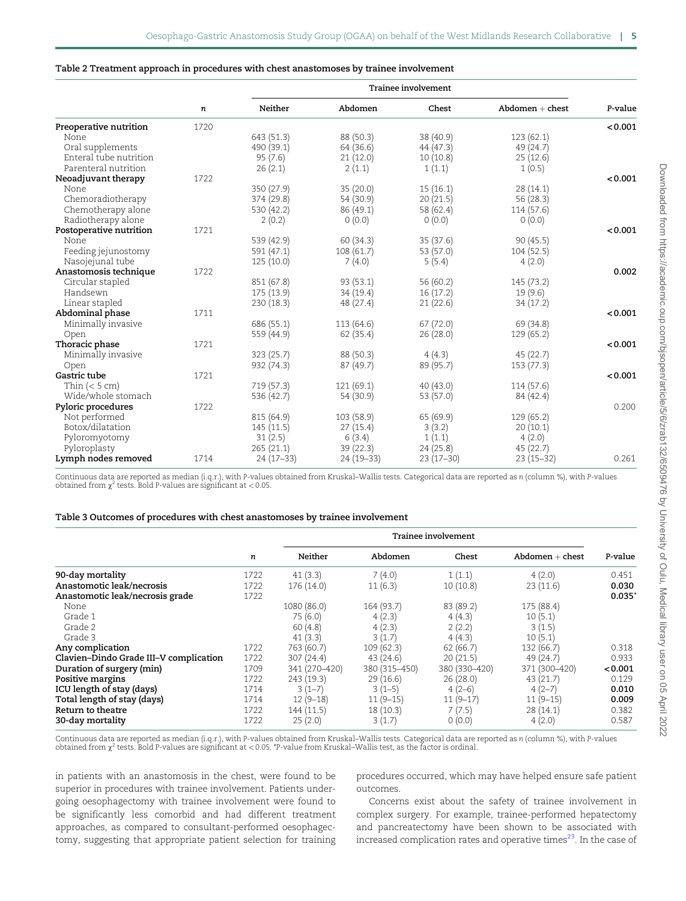**Table 2 Treatment approach in procedures with chest anastomoses by trainee involvement**

| | *n* | Trainee involvement | | | | P-value |
|---|---|---|---|---|---|---|
| | | Neither | Abdomen | Chest | Abdomen + chest | |
| **Preoperative nutrition** | 1720 | | | | | **<0.001** |
| None | | 643 (51.3) | 88 (50.3) | 38 (40.9) | 123 (62.1) | |
| Oral supplements | | 490 (39.1) | 64 (36.6) | 44 (47.3) | 49 (24.7) | |
| Enteral tube nutrition | | 95 (7.6) | 21 (12.0) | 10 (10.8) | 25 (12.6) | |
| Parenteral nutrition | | 26 (2.1) | 2 (1.1) | 1 (1.1) | 1 (0.5) | |
| **Neoadjuvant therapy** | 1722 | | | | | **<0.001** |
| None | | 350 (27.9) | 35 (20.0) | 15 (16.1) | 28 (14.1) | |
| Chemoradiotherapy | | 374 (29.8) | 54 (30.9) | 20 (21.5) | 56 (28.3) | |
| Chemotherapy alone | | 530 (42.2) | 86 (49.1) | 58 (62.4) | 114 (57.6) | |
| Radiotherapy alone | | 2 (0.2) | 0 (0.0) | 0 (0.0) | 0 (0.0) | |
| **Postoperative nutrition** | 1721 | | | | | **<0.001** |
| None | | 539 (42.9) | 60 (34.3) | 35 (37.6) | 90 (45.5) | |
| Feeding jejunostomy | | 591 (47.1) | 108 (61.7) | 53 (57.0) | 104 (52.5) | |
| Nasojejunal tube | | 125 (10.0) | 7 (4.0) | 5 (5.4) | 4 (2.0) | |
| **Anastomosis technique** | 1722 | | | | | **0.002** |
| Circular stapled | | 851 (67.8) | 93 (53.1) | 56 (60.2) | 145 (73.2) | |
| Handsewn | | 175 (13.9) | 34 (19.4) | 16 (17.2) | 19 (9.6) | |
| Linear stapled | | 230 (18.3) | 48 (27.4) | 21 (22.6) | 34 (17.2) | |
| **Abdominal phase** | 1711 | | | | | **<0.001** |
| Minimally invasive | | 686 (55.1) | 113 (64.6) | 67 (72.0) | 69 (34.8) | |
| Open | | 559 (44.9) | 62 (35.4) | 26 (28.0) | 129 (65.2) | |
| **Thoracic phase** | 1721 | | | | | **<0.001** |
| Minimally invasive | | 323 (25.7) | 88 (50.3) | 4 (4.3) | 45 (22.7) | |
| Open | | 932 (74.3) | 87 (49.7) | 89 (95.7) | 153 (77.3) | |
| **Gastric tube** | 1721 | | | | | **<0.001** |
| Thin (< 5 cm) | | 719 (57.3) | 121 (69.1) | 40 (43.0) | 114 (57.6) | |
| Wide/whole stomach | | 536 (42.7) | 54 (30.9) | 53 (57.0) | 84 (42.4) | |
| **Pyloric procedures** | 1722 | | | | | 0.200 |
| Not performed | | 815 (64.9) | 103 (58.9) | 65 (69.9) | 129 (65.2) | |
| Botox/dilatation | | 145 (11.5) | 27 (15.4) | 3 (3.2) | 20 (10.1) | |
| Pyloromyotomy | | 31 (2.5) | 6 (3.4) | 1 (1.1) | 4 (2.0) | |
| Pyloroplasty | | 265 (21.1) | 39 (22.3) | 24 (25.8) | 45 (22.7) | |
| **Lymph nodes removed** | 1714 | 24 (17–33) | 24 (19–33) | 23 (17–30) | 23 (15–32) | 0.261 |

Continuous data are reported as median (i.q.r.), with *P*-values obtained from Kruskal–Wallis tests. Categorical data are reported as *n* (column %), with *P*-values obtained from $\chi^2$ tests. Bold *P*-values are significant at < 0.05.

**Table 3 Outcomes of procedures with chest anastomoses by trainee involvement**

| | *n* | Trainee involvement | | | | P-value |
|---|---|---|---|---|---|---|
| | | Neither | Abdomen | Chest | Abdomen + chest | |
| **90-day mortality** | 1722 | 41 (3.3) | 7 (4.0) | 1 (1.1) | 4 (2.0) | 0.451 |
| **Anastomotic leak/necrosis** | 1722 | 176 (14.0) | 11 (6.3) | 10 (10.8) | 23 (11.6) | **0.030** |
| **Anastomotic leak/necrosis grade** | 1722 | | | | | **0.035***|
| None | | 1080 (86.0) | 164 (93.7) | 83 (89.2) | 175 (88.4) | |
| Grade 1 | | 75 (6.0) | 4 (2.3) | 4 (4.3) | 10 (5.1) | |
| Grade 2 | | 60 (4.8) | 4 (2.3) | 2 (2.2) | 3 (1.5) | |
| Grade 3 | | 41 (3.3) | 3 (1.7) | 4 (4.3) | 10 (5.1) | |
| **Any complication** | 1722 | 763 (60.7) | 109 (62.3) | 62 (66.7) | 132 (66.7) | 0.318 |
| **Clavien–Dindo Grade III–V complication** | 1722 | 307 (24.4) | 43 (24.6) | 20 (21.5) | 49 (24.7) | 0.933 |
| **Duration of surgery (min)** | 1709 | 341 (270–420) | 380 (315–450) | 380 (330–420) | 371 (300–420) | **<0.001** |
| **Positive margins** | 1722 | 243 (19.3) | 29 (16.6) | 26 (28.0) | 43 (21.7) | 0.129 |
| **ICU length of stay (days)** | 1714 | 3 (1–7) | 3 (1–5) | 4 (2–6) | 4 (2–7) | **0.010** |
| **Total length of stay (days)** | 1714 | 12 (9–18) | 11 (9–15) | 11 (9–17) | 11 (9–15) | **0.009** |
| **Return to theatre** | 1722 | 144 (11.5) | 18 (10.3) | 7 (7.5) | 28 (14.1) | 0.382 |
| **30-day mortality** | 1722 | 25 (2.0) | 3 (1.7) | 0 (0.0) | 4 (2.0) | 0.587 |

Continuous data are reported as median (i.q.r.), with *P*-values obtained from Kruskal–Wallis tests. Categorical data are reported as *n* (column %), with *P*-values obtained from $\chi^2$ tests. Bold *P*-values are significant at < 0.05. *P-value from Kruskal–Wallis test, as the factor is ordinal.

in patients with an anastomosis in the chest, were found to be superior in procedures with trainee involvement. Patients undergoing oesophagectomy with trainee involvement were found to be significantly less comorbid and had different treatment approaches, as compared to consultant-performed oesophagectomy, suggesting that appropriate patient selection for training procedures occurred, which may have helped ensure safe patient outcomes.

Concerns exist about the safety of trainee involvement in complex surgery. For example, trainee-performed hepatectomy and pancreatectomy have been shown to be associated with increased complication rates and operative times[23]. In the case of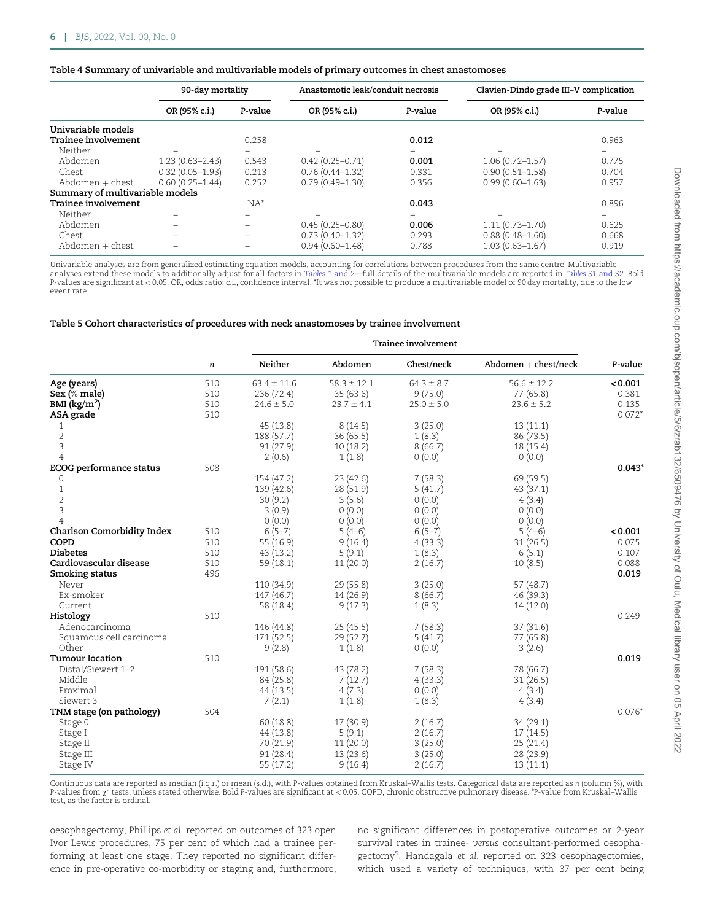**Table 4 Summary of univariable and multivariable models of primary outcomes in chest anastomoses**

| | 90-day mortality | | Anastomotic leak/conduit necrosis | | Clavien-Dindo grade III–V complication | |
|---|---|---|---|---|---|---|
| | OR (95% c.i.) | P-value | OR (95% c.i.) | P-value | OR (95% c.i.) | P-value |
| **Univariable models** | | | | | | |
| **Trainee involvement** | | 0.258 | | **0.012** | | 0.963 |
| Neither | – | – | – | – | – | – |
| Abdomen | 1.23 (0.63–2.43) | 0.543 | 0.42 (0.25–0.71) | **0.001** | 1.06 (0.72–1.57) | 0.775 |
| Chest | 0.32 (0.05–1.93) | 0.213 | 0.76 (0.44–1.32) | 0.331 | 0.90 (0.51–1.58) | 0.704 |
| Abdomen + chest | 0.60 (0.25–1.44) | 0.252 | 0.79 (0.49–1.30) | 0.356 | 0.99 (0.60–1.63) | 0.957 |
| **Summary of multivariable models** | | | | | | |
| **Trainee involvement** | | NA* | | **0.043** | | 0.896 |
| Neither | – | – | – | – | – | – |
| Abdomen | – | – | 0.45 (0.25–0.80) | **0.006** | 1.11 (0.73–1.70) | 0.625 |
| Chest | – | – | 0.73 (0.40–1.32) | 0.293 | 0.88 (0.48–1.60) | 0.668 |
| Abdomen + chest | – | – | 0.94 (0.60–1.48) | 0.788 | 1.03 (0.63–1.67) | 0.919 |

Univariable analyses are from generalized estimating equation models, accounting for correlations between procedures from the same centre. Multivariable analyses extend these models to additionally adjust for all factors in Tables 1 and 2—full details of the multivariable models are reported in Tables S1 and S2. Bold P-values are significant at < 0.05. OR, odds ratio; c.i., confidence interval. *It was not possible to produce a multivariable model of 90 day mortality, due to the low event rate.

**Table 5 Cohort characteristics of procedures with neck anastomoses by trainee involvement**

| | n | Trainee involvement | | | | P-value |
|---|---|---|---|---|---|---|
| | | Neither | Abdomen | Chest/neck | Abdomen + chest/neck | |
| **Age (years)** | 510 | 63.4 ± 11.6 | 58.3 ± 12.1 | 64.3 ± 8.7 | 56.6 ± 12.2 | **< 0.001** |
| **Sex (% male)** | 510 | 236 (72.4) | 35 (63.6) | 9 (75.0) | 77 (65.8) | 0.381 |
| **BMI (kg/m$^2$)** | 510 | 24.6 ± 5.0 | 23.7 ± 4.1 | 25.0 ± 5.0 | 23.6 ± 5.2 | 0.135 |
| **ASA grade** | 510 | | | | | 0.072* |
| 1 | | 45 (13.8) | 8 (14.5) | 3 (25.0) | 13 (11.1) | |
| 2 | | 188 (57.7) | 36 (65.5) | 1 (8.3) | 86 (73.5) | |
| 3 | | 91 (27.9) | 10 (18.2) | 8 (66.7) | 18 (15.4) | |
| 4 | | 2 (0.6) | 1 (1.8) | 0 (0.0) | 0 (0.0) | |
| **ECOG performance status** | 508 | | | | | **0.043*** |
| 0 | | 154 (47.2) | 23 (42.6) | 7 (58.3) | 69 (59.5) | |
| 1 | | 139 (42.6) | 28 (51.9) | 5 (41.7) | 43 (37.1) | |
| 2 | | 30 (9.2) | 3 (5.6) | 0 (0.0) | 4 (3.4) | |
| 3 | | 3 (0.9) | 0 (0.0) | 0 (0.0) | 0 (0.0) | |
| 4 | | 0 (0.0) | 0 (0.0) | 0 (0.0) | 0 (0.0) | |
| **Charlson Comorbidity Index** | 510 | 6 (5–7) | 5 (4–6) | 6 (5–7) | 5 (4–6) | **< 0.001** |
| **COPD** | 510 | 55 (16.9) | 9 (16.4) | 4 (33.3) | 31 (26.5) | 0.075 |
| **Diabetes** | 510 | 43 (13.2) | 5 (9.1) | 1 (8.3) | 6 (5.1) | 0.107 |
| **Cardiovascular disease** | 510 | 59 (18.1) | 11 (20.0) | 2 (16.7) | 10 (8.5) | 0.088 |
| **Smoking status** | 496 | | | | | **0.019** |
| Never | | 110 (34.9) | 29 (55.8) | 3 (25.0) | 57 (48.7) | |
| Ex-smoker | | 147 (46.7) | 14 (26.9) | 8 (66.7) | 46 (39.3) | |
| Current | | 58 (18.4) | 9 (17.3) | 1 (8.3) | 14 (12.0) | |
| **Histology** | 510 | | | | | 0.249 |
| Adenocarcinoma | | 146 (44.8) | 25 (45.5) | 7 (58.3) | 37 (31.6) | |
| Squamous cell carcinoma | | 171 (52.5) | 29 (52.7) | 5 (41.7) | 77 (65.8) | |
| Other | | 9 (2.8) | 1 (1.8) | 0 (0.0) | 3 (2.6) | |
| **Tumour location** | 510 | | | | | **0.019** |
| Distal/Siewert 1–2 | | 191 (58.6) | 43 (78.2) | 7 (58.3) | 78 (66.7) | |
| Middle | | 84 (25.8) | 7 (12.7) | 4 (33.3) | 31 (26.5) | |
| Proximal | | 44 (13.5) | 4 (7.3) | 0 (0.0) | 4 (3.4) | |
| Siewert 3 | | 7 (2.1) | 1 (1.8) | 1 (8.3) | 4 (3.4) | |
| **TNM stage (on pathology)** | 504 | | | | | 0.076* |
| Stage 0 | | 60 (18.8) | 17 (30.9) | 2 (16.7) | 34 (29.1) | |
| Stage I | | 44 (13.8) | 5 (9.1) | 2 (16.7) | 17 (14.5) | |
| Stage II | | 70 (21.9) | 11 (20.0) | 3 (25.0) | 25 (21.4) | |
| Stage III | | 91 (28.4) | 13 (23.6) | 3 (25.0) | 28 (23.9) | |
| Stage IV | | 55 (17.2) | 9 (16.4) | 2 (16.7) | 13 (11.1) | |

Continuous data are reported as median (i.q.r.) or mean (s.d.), with P-values obtained from Kruskal–Wallis tests. Categorical data are reported as n (column %), with P-values from $\chi^2$ tests, unless stated otherwise. Bold P-values are significant at < 0.05. COPD, chronic obstructive pulmonary disease. *P-value from Kruskal–Wallis test, as the factor is ordinal.

oesophagectomy, Phillips *et al*. reported on outcomes of 323 open Ivor Lewis procedures, 75 per cent of which had a trainee performing at least one stage. They reported no significant difference in pre-operative co-morbidity or staging and, furthermore, no significant differences in postoperative outcomes or 2-year survival rates in trainee- *versus* consultant-performed oesophagectomy[5]. Handagala *et al*. reported on 323 oesophagectomies, which used a variety of techniques, with 37 per cent being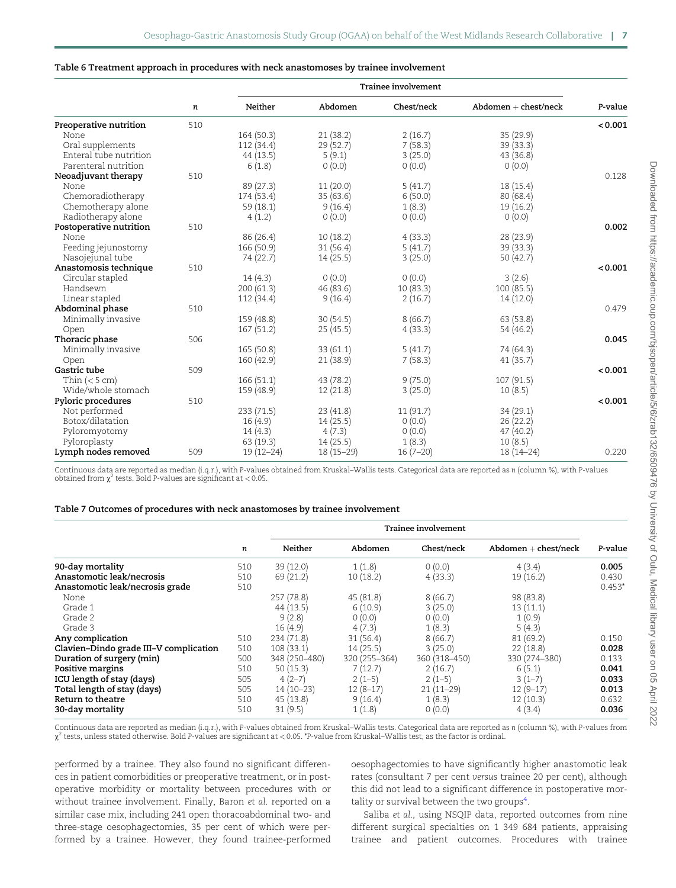**Table 6 Treatment approach in procedures with neck anastomoses by trainee involvement**

| | *n* | Trainee involvement | | | | *P*-value |
|---|---|---|---|---|---|---|
| | | Neither | Abdomen | Chest/neck | Abdomen + chest/neck | |
| **Preoperative nutrition** | 510 | | | | | **<0.001** |
| None | | 164 (50.3) | 21 (38.2) | 2 (16.7) | 35 (29.9) | |
| Oral supplements | | 112 (34.4) | 29 (52.7) | 7 (58.3) | 39 (33.3) | |
| Enteral tube nutrition | | 44 (13.5) | 5 (9.1) | 3 (25.0) | 43 (36.8) | |
| Parenteral nutrition | | 6 (1.8) | 0 (0.0) | 0 (0.0) | 0 (0.0) | |
| **Neoadjuvant therapy** | 510 | | | | | 0.128 |
| None | | 89 (27.3) | 11 (20.0) | 5 (41.7) | 18 (15.4) | |
| Chemoradiotherapy | | 174 (53.4) | 35 (63.6) | 6 (50.0) | 80 (68.4) | |
| Chemotherapy alone | | 59 (18.1) | 9 (16.4) | 1 (8.3) | 19 (16.2) | |
| Radiotherapy alone | | 4 (1.2) | 0 (0.0) | 0 (0.0) | 0 (0.0) | |
| **Postoperative nutrition** | 510 | | | | | **0.002** |
| None | | 86 (26.4) | 10 (18.2) | 4 (33.3) | 28 (23.9) | |
| Feeding jejunostomy | | 166 (50.9) | 31 (56.4) | 5 (41.7) | 39 (33.3) | |
| Nasojejunal tube | | 74 (22.7) | 14 (25.5) | 3 (25.0) | 50 (42.7) | |
| **Anastomosis technique** | 510 | | | | | **<0.001** |
| Circular stapled | | 14 (4.3) | 0 (0.0) | 0 (0.0) | 3 (2.6) | |
| Handsewn | | 200 (61.3) | 46 (83.6) | 10 (83.3) | 100 (85.5) | |
| Linear stapled | | 112 (34.4) | 9 (16.4) | 2 (16.7) | 14 (12.0) | |
| **Abdominal phase** | 510 | | | | | 0.479 |
| Minimally invasive | | 159 (48.8) | 30 (54.5) | 8 (66.7) | 63 (53.8) | |
| Open | | 167 (51.2) | 25 (45.5) | 4 (33.3) | 54 (46.2) | |
| **Thoracic phase** | 506 | | | | | **0.045** |
| Minimally invasive | | 165 (50.8) | 33 (61.1) | 5 (41.7) | 74 (64.3) | |
| Open | | 160 (42.9) | 21 (38.9) | 7 (58.3) | 41 (35.7) | |
| **Gastric tube** | 509 | | | | | **<0.001** |
| Thin (< 5 cm) | | 166 (51.1) | 43 (78.2) | 9 (75.0) | 107 (91.5) | |
| Wide/whole stomach | | 159 (48.9) | 12 (21.8) | 3 (25.0) | 10 (8.5) | |
| **Pyloric procedures** | 510 | | | | | **<0.001** |
| Not performed | | 233 (71.5) | 23 (41.8) | 11 (91.7) | 34 (29.1) | |
| Botox/dilatation | | 16 (4.9) | 14 (25.5) | 0 (0.0) | 26 (22.2) | |
| Pyloromyotomy | | 14 (4.3) | 4 (7.3) | 0 (0.0) | 47 (40.2) | |
| Pyloroplasty | | 63 (19.3) | 14 (25.5) | 1 (8.3) | 10 (8.5) | |
| **Lymph nodes removed** | 509 | 19 (12–24) | 18 (15–29) | 16 (7–20) | 18 (14–24) | 0.220 |

Continuous data are reported as median (i.q.r.), with *P*-values obtained from Kruskal–Wallis tests. Categorical data are reported as *n* (column %), with *P*-values obtained from $\chi^2$ tests. Bold *P*-values are significant at < 0.05.

**Table 7 Outcomes of procedures with neck anastomoses by trainee involvement**

| | *n* | Trainee involvement | | | | *P*-value |
|---|---|---|---|---|---|---|
| | | Neither | Abdomen | Chest/neck | Abdomen + chest/neck | |
| **90-day mortality** | 510 | 39 (12.0) | 1 (1.8) | 0 (0.0) | 4 (3.4) | **0.005** |
| **Anastomotic leak/necrosis** | 510 | 69 (21.2) | 10 (18.2) | 4 (33.3) | 19 (16.2) | 0.430 |
| **Anastomotic leak/necrosis grade** | 510 | | | | | 0.453* |
| None | | 257 (78.8) | 45 (81.8) | 8 (66.7) | 98 (83.8) | |
| Grade 1 | | 44 (13.5) | 6 (10.9) | 3 (25.0) | 13 (11.1) | |
| Grade 2 | | 9 (2.8) | 0 (0.0) | 0 (0.0) | 1 (0.9) | |
| Grade 3 | | 16 (4.9) | 4 (7.3) | 1 (8.3) | 5 (4.3) | |
| **Any complication** | 510 | 234 (71.8) | 31 (56.4) | 8 (66.7) | 81 (69.2) | 0.150 |
| **Clavien–Dindo grade III–V complication** | 510 | 108 (33.1) | 14 (25.5) | 3 (25.0) | 22 (18.8) | **0.028** |
| **Duration of surgery (min)** | 500 | 348 (250–480) | 320 (255–364) | 360 (318–450) | 330 (274–380) | 0.133 |
| **Positive margins** | 510 | 50 (15.3) | 7 (12.7) | 2 (16.7) | 6 (5.1) | **0.041** |
| **ICU length of stay (days)** | 505 | 4 (2–7) | 2 (1–5) | 2 (1–5) | 3 (1–7) | **0.033** |
| **Total length of stay (days)** | 505 | 14 (10–23) | 12 (8–17) | 21 (11–29) | 12 (9–17) | **0.013** |
| **Return to theatre** | 510 | 45 (13.8) | 9 (16.4) | 1 (8.3) | 12 (10.3) | 0.632 |
| **30-day mortality** | 510 | 31 (9.5) | 1 (1.8) | 0 (0.0) | 4 (3.4) | **0.036** |

Continuous data are reported as median (i.q.r.), with *P*-values obtained from Kruskal–Wallis tests. Categorical data are reported as *n* (column %), with *P*-values from $\chi^2$ tests, unless stated otherwise. Bold *P*-values are significant at < 0.05. *P-value from Kruskal–Wallis test, as the factor is ordinal.

performed by a trainee. They also found no significant differences in patient comorbidities or preoperative treatment, or in postoperative morbidity or mortality between procedures with or without trainee involvement. Finally, Baron *et al.* reported on a similar case mix, including 241 open thoracoabdominal two- and three-stage oesophagectomies, 35 per cent of which were performed by a trainee. However, they found trainee-performed oesophagectomies to have significantly higher anastomotic leak rates (consultant 7 per cent *versus* trainee 20 per cent), although this did not lead to a significant difference in postoperative mortality or survival between the two groups[4].

Saliba *et al.*, using NSQIP data, reported outcomes from nine different surgical specialties on 1 349 684 patients, appraising trainee and patient outcomes. Procedures with trainee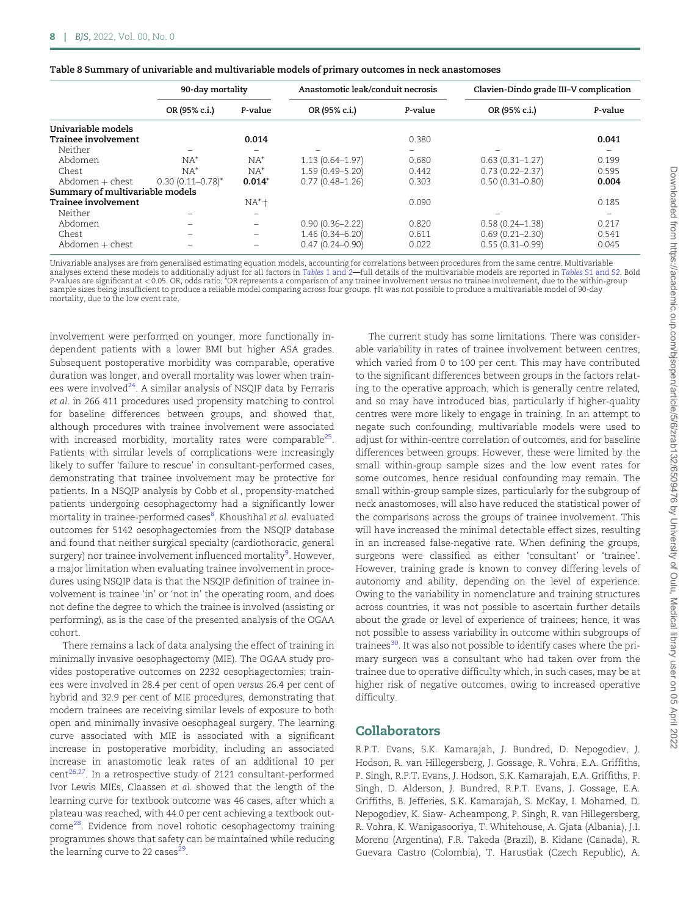Table 8 Summary of univariable and multivariable models of primary outcomes in neck anastomoses

| | 90-day mortality | | Anastomotic leak/conduit necrosis | | Clavien-Dindo grade III–V complication | |
|---|---|---|---|---|---|---|
| | OR (95% c.i.) | P-value | OR (95% c.i.) | P-value | OR (95% c.i.) | P-value |
| **Univariable models** | | | | | | |
| **Trainee involvement** | | **0.014** | | 0.380 | | **0.041** |
| Neither | – | – | – | – | – | – |
| Abdomen | NA* | NA* | 1.13 (0.64–1.97) | 0.680 | 0.63 (0.31–1.27) | 0.199 |
| Chest | NA* | NA* | 1.59 (0.49–5.20) | 0.442 | 0.73 (0.22–2.37) | 0.595 |
| Abdomen + chest | 0.30 (0.11–0.78)* | **0.014*** | 0.77 (0.48–1.26) | 0.303 | 0.50 (0.31–0.80) | **0.004** |
| **Summary of multivariable models** | | | | | | |
| **Trainee involvement** | | NA*,† | | 0.090 | | 0.185 |
| Neither | – | – | – | – | – | – |
| Abdomen | – | – | 0.90 (0.36–2.22) | 0.820 | 0.58 (0.24–1.38) | 0.217 |
| Chest | – | – | 1.46 (0.34–6.20) | 0.611 | 0.69 (0.21–2.30) | 0.541 |
| Abdomen + chest | – | – | 0.47 (0.24–0.90) | 0.022 | 0.55 (0.31–0.99) | 0.045 |

Univariable analyses are from generalised estimating equation models, accounting for correlations between procedures from the same centre. Multivariable analyses extend these models to additionally adjust for all factors in Tables 1 and 2—full details of the multivariable models are reported in Tables S1 and S2. Bold P-values are significant at < 0.05. OR, odds ratio; *OR represents a comparison of any trainee involvement *versus* no trainee involvement, due to the within-group sample sizes being insufficient to produce a reliable model comparing across four groups. †It was not possible to produce a multivariable model of 90-day mortality, due to the low event rate.

involvement were performed on younger, more functionally independent patients with a lower BMI but higher ASA grades. Subsequent postoperative morbidity was comparable, operative duration was longer, and overall mortality was lower when trainees were involved[24]. A similar analysis of NSQIP data by Ferraris *et al.* in 266 411 procedures used propensity matching to control for baseline differences between groups, and showed that, although procedures with trainee involvement were associated with increased morbidity, mortality rates were comparable[25]. Patients with similar levels of complications were increasingly likely to suffer 'failure to rescue' in consultant-performed cases, demonstrating that trainee involvement may be protective for patients. In a NSQIP analysis by Cobb *et al.*, propensity-matched patients undergoing oesophagectomy had a significantly lower mortality in trainee-performed cases[8]. Khoushhal *et al.* evaluated outcomes for 5142 oesophagectomies from the NSQIP database and found that neither surgical specialty (cardiothoracic, general surgery) nor trainee involvement influenced mortality[9]. However, a major limitation when evaluating trainee involvement in procedures using NSQIP data is that the NSQIP definition of trainee involvement is trainee 'in' or 'not in' the operating room, and does not define the degree to which the trainee is involved (assisting or performing), as is the case of the presented analysis of the OGAA cohort.

There remains a lack of data analysing the effect of training in minimally invasive oesophagectomy (MIE). The OGAA study provides postoperative outcomes on 2232 oesophagectomies; trainees were involved in 28.4 per cent of open *versus* 26.4 per cent of hybrid and 32.9 per cent of MIE procedures, demonstrating that modern trainees are receiving similar levels of exposure to both open and minimally invasive oesophageal surgery. The learning curve associated with MIE is associated with a significant increase in postoperative morbidity, including an associated increase in anastomotic leak rates of an additional 10 per cent[26,27]. In a retrospective study of 2121 consultant-performed Ivor Lewis MIEs, Claassen *et al.* showed that the length of the learning curve for textbook outcome was 46 cases, after which a plateau was reached, with 44.0 per cent achieving a textbook outcome[28]. Evidence from novel robotic oesophagectomy training programmes shows that safety can be maintained while reducing the learning curve to 22 cases[29].

The current study has some limitations. There was considerable variability in rates of trainee involvement between centres, which varied from 0 to 100 per cent. This may have contributed to the significant differences between groups in the factors relating to the operative approach, which is generally centre related, and so may have introduced bias, particularly if higher-quality centres were more likely to engage in training. In an attempt to negate such confounding, multivariable models were used to adjust for within-centre correlation of outcomes, and for baseline differences between groups. However, these were limited by the small within-group sample sizes and the low event rates for some outcomes, hence residual confounding may remain. The small within-group sample sizes, particularly for the subgroup of neck anastomoses, will also have reduced the statistical power of the comparisons across the groups of trainee involvement. This will have increased the minimal detectable effect sizes, resulting in an increased false-negative rate. When defining the groups, surgeons were classified as either 'consultant' or 'trainee'. However, training grade is known to convey differing levels of autonomy and ability, depending on the level of experience. Owing to the variability in nomenclature and training structures across countries, it was not possible to ascertain further details about the grade or level of experience of trainees; hence, it was not possible to assess variability in outcome within subgroups of trainees[30]. It was also not possible to identify cases where the primary surgeon was a consultant who had taken over from the trainee due to operative difficulty which, in such cases, may be at higher risk of negative outcomes, owing to increased operative difficulty.

## Collaborators

R.P.T. Evans, S.K. Kamarajah, J. Bundred, D. Nepogodiev, J. Hodson, R. van Hillegersberg, J. Gossage, R. Vohra, E.A. Griffiths, P. Singh, R.P.T. Evans, J. Hodson, S.K. Kamarajah, E.A. Griffiths, P. Singh, D. Alderson, J. Bundred, R.P.T. Evans, J. Gossage, E.A. Griffiths, B. Jefferies, S.K. Kamarajah, S. McKay, I. Mohamed, D. Nepogodiev, K. Siaw- Acheampong, P. Singh, R. van Hillegersberg, R. Vohra, K. Wanigasooriya, T. Whitehouse, A. Gjata (Albania), J.I. Moreno (Argentina), F.R. Takeda (Brazil), B. Kidane (Canada), R. Guevara Castro (Colombia), T. Harustiak (Czech Republic), A.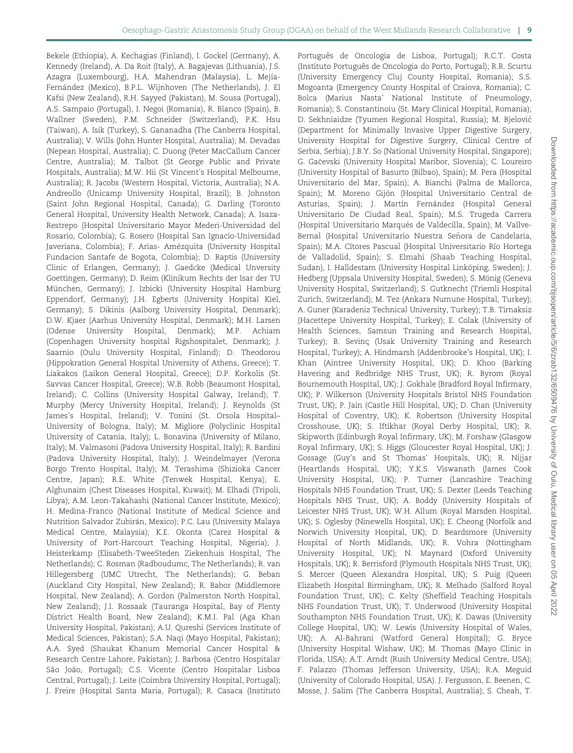Bekele (Ethiopia), A. Kechagias (Finland), I. Gockel (Germany), A. Kennedy (Ireland), A. Da Roit (Italy), A. Bagajevas (Lithuania), J.S. Azagra (Luxembourg), H.A. Mahendran (Malaysia), L. Mejía-Fernández (Mexico), B.P.L. Wijnhoven (The Netherlands), J. El Kafsi (New Zealand), R.H. Sayyed (Pakistan), M. Sousa (Portugal), A.S. Sampaio (Portugal), I. Negoi (Romania), R. Blanco (Spain), B. Wallner (Sweden), P.M. Schneider (Switzerland), P.K. Hsu (Taiwan), A. Isik (Turkey), S. Gananadha (The Canberra Hospital, Australia); V. Wills (John Hunter Hospital, Australia); M. Devadas (Nepean Hospital, Australia); C. Duong (Peter MacCallum Cancer Centre, Australia); M. Talbot (St George Public and Private Hospitals, Australia); M.W. Hii (St Vincent's Hospital Melbourne, Australia); R. Jacobs (Western Hospital, Victoria, Australia); N.A. Andreollo (Unicamp University Hospital, Brazil); B. Johnston (Saint John Regional Hospital, Canada); G. Darling (Toronto General Hospital, University Health Network, Canada); A. Isaza-Restrepo (Hospital Universitario Mayor Mederi-Universidad del Rosario, Colombia); G. Rosero (Hospital San Ignacio-Universidad Javeriana, Colombia); F. Arias- Amézquita (University Hospital Fundacion Santafe de Bogota, Colombia); D. Raptis (University Clinic of Erlangen, Germany); J. Gaedcke (Medical Unversity Goettingen, Germany); D. Reim (Klinikum Rechts der Isar der TU München, Germany); J. Izbicki (University Hospital Hamburg Eppendorf, Germany); J.H. Egberts (University Hospital Kiel, Germany); S. Dikinis (Aalborg University Hospital, Denmark); D.W. Kjaer (Aarhus University Hospital, Denmark); M.H. Larsen (Odense University Hospital, Denmark); M.P. Achiam (Copenhagen University hospital Rigshospitalet, Denmark); J. Saarnio (Oulu University Hospital, Finland); D. Theodorou (Hippokration General Hospital University of Athens, Greece); T. Liakakos (Laikon General Hospital, Greece); D.P. Korkolis (St. Savvas Cancer Hospital, Greece); W.B. Robb (Beaumont Hospital, Ireland); C. Collins (University Hospital Galway, Ireland); T. Murphy (Mercy University Hospital, Ireland); J. Reynolds (St James's Hospital, Ireland); V. Tonini (St. Orsola Hospital– University of Bologna, Italy); M. Migliore (Polyclinic Hospital University of Catania, Italy); L. Bonavina (University of Milano, Italy); M. Valmasoni (Padova University Hospital, Italy); R. Bardini (Padova University Hospital, Italy); J. Weindelmayer (Verona Borgo Trento Hospital, Italy); M. Terashima (Shizioka Cancer Centre, Japan); R.E. White (Tenwek Hospital, Kenya); E. Alghunaim (Chest Diseases Hospital, Kuwait); M. Elhadi (Tripoli, Libya); A.M. Leon-Takahashi (National Cancer Institute, Mexico); H. Medina-Franco (National Institute of Medical Science and Nutrition Salvador Zubirán, Mexico); P.C. Lau (University Malaya Medical Centre, Malaysia); K.E. Okonta (Carez Hospital & University of Port-Harcourt Teaching Hospital, Nigeria); J. Heisterkamp (Elisabeth-TweeSteden Ziekenhuis Hospital, The Netherlands); C. Rosman (Radboudumc, The Netherlands); R. van Hillegersberg (UMC Utrecht, The Netherlands); G. Beban (Auckland City Hospital, New Zealand); R. Babor (Middlemore Hospital, New Zealand); A. Gordon (Palmerston North Hospital, New Zealand); J.I. Rossaak (Tauranga Hospital, Bay of Plenty District Health Board, New Zealand); K.M.I. Pal (Aga Khan University Hospital, Pakistan); A.U. Qureshi (Services Institute of Medical Sciences, Pakistan); S.A. Naqi (Mayo Hospital, Pakistan); A.A. Syed (Shaukat Khanum Memorial Cancer Hospital & Research Centre Lahore, Pakistan); J. Barbosa (Centro Hospitalar São João, Portugal); C.S. Vicente (Centro Hospitalar Lisboa Central, Portugal); J. Leite (Coimbra University Hospital, Portugal); J. Freire (Hospital Santa Maria, Portugal); R. Casaca (Instituto Português de Oncologia de Lisboa, Portugal); R.C.T. Costa (Instituto Português de Oncologia do Porto, Portugal); R.R. Scurtu (University Emergency Cluj County Hospital, Romania); S.S. Mogoanta (Emergency County Hospital of Craiova, Romania); C. Bolca (Marius Nasta' National Institute of Pneumology, Romania); S. Constantinoiu (St. Mary Clinical Hospital, Romania); D. Sekhniaidze (Tyumen Regional Hospital, Russia); M. Bjelović (Department for Minimally Invasive Upper Digestive Surgery, University Hospital for Digestive Surgery, Clinical Centre of Serbia, Serbia); J.B.Y. So (National University Hospital, Singapore); G. Gačevski (University Hospital Maribor, Slovenia); C. Loureiro (University Hospital of Basurto (Bilbao), Spain); M. Pera (Hospital Universitario del Mar, Spain); A. Bianchi (Palma de Mallorca, Spain); M. Moreno Gijón (Hospital Universitario Central de Asturias, Spain); J. Martín Fernández (Hospital General Universitario De Ciudad Real, Spain); M.S. Trugeda Carrera (Hospital Universitario Marqués de Valdecilla, Spain); M. Vallve-Bernal (Hospital Universitario Nuestra Señora de Candelaria, Spain); M.A. Cítores Pascual (Hospital Universitario Río Hortega de Valladolid, Spain); S. Elmahi (Shaab Teaching Hospital, Sudan), I. Halldestam (University Hospital Linköping, Sweden); J. Hedberg (Uppsala University Hospital, Sweden); S. Mönig (Geneva University Hospital, Switzerland); S. Gutknecht (Triemli Hospital Zurich, Switzerland); M. Tez (Ankara Numune Hospital, Turkey); A. Guner (Karadeniz Technical University, Turkey); T.B. Tirnaksiz (Hacettepe University Hospital, Turkey); E. Colak (University of Health Sciences, Samsun Training and Research Hospital, Turkey); B. Sevinç (Usak University Training and Research Hospital, Turkey); A. Hindmarsh (Addenbrooke's Hospital, UK); I. Khan (Aintree University Hospital, UK); D. Khoo (Barking Havering and Redbridge NHS Trust, UK); R. Byrom (Royal Bournemouth Hospital, UK); J. Gokhale (Bradford Royal Infirmary, UK); P. Wilkerson (University Hospitals Bristol NHS Foundation Trust, UK); P. Jain (Castle Hill Hospital, UK); D. Chan (University Hospital of Coventry, UK); K. Robertson (University Hospital Crosshouse, UK); S. Iftikhar (Royal Derby Hospital, UK); R. Skipworth (Edinburgh Royal Infirmary, UK); M. Forshaw (Glasgow Royal Infirmary, UK); S. Higgs (Gloucester Royal Hospital, UK); J. Gossage (Guy's and St Thomas' Hospitals, UK); R. Nijjar (Heartlands Hospital, UK); Y.K.S. Viswanath (James Cook University Hospital, UK); P. Turner (Lancashire Teaching Hospitals NHS Foundation Trust, UK); S. Dexter (Leeds Teaching Hospitals NHS Trust, UK); A. Boddy (University Hospitals of Leicester NHS Trust, UK); W.H. Allum (Royal Marsden Hospital, UK); S. Oglesby (Ninewells Hospital, UK); E. Cheong (Norfolk and Norwich University Hospital, UK); D. Beardsmore (University Hospital of North Midlands, UK); R. Vohra (Nottingham University Hospital, UK); N. Maynard (Oxford University Hospitals, UK); R. Berrisford (Plymouth Hospitals NHS Trust, UK); S. Mercer (Queen Alexandra Hospital, UK); S. Puig (Queen Elizabeth Hospital Birmingham, UK); R. Melhado (Salford Royal Foundation Trust, UK); C. Kelty (Sheffield Teaching Hospitals NHS Foundation Trust, UK); T. Underwood (University Hospital Southampton NHS Foundation Trust, UK); K. Dawas (University College Hospital, UK); W. Lewis (University Hospital of Wales, UK); A. Al-Bahrani (Watford General Hospital); G. Bryce (University Hospital Wishaw, UK); M. Thomas (Mayo Clinic in Florida, USA); A.T. Arndt (Rush University Medical Centre, USA); F. Palazzo (Thomas Jefferson University, USA); R.A. Meguid (University of Colorado Hospital, USA). J. Fergusson, E. Beenen, C. Mosse, J. Salim (The Canberra Hospital, Australia); S. Cheah, T.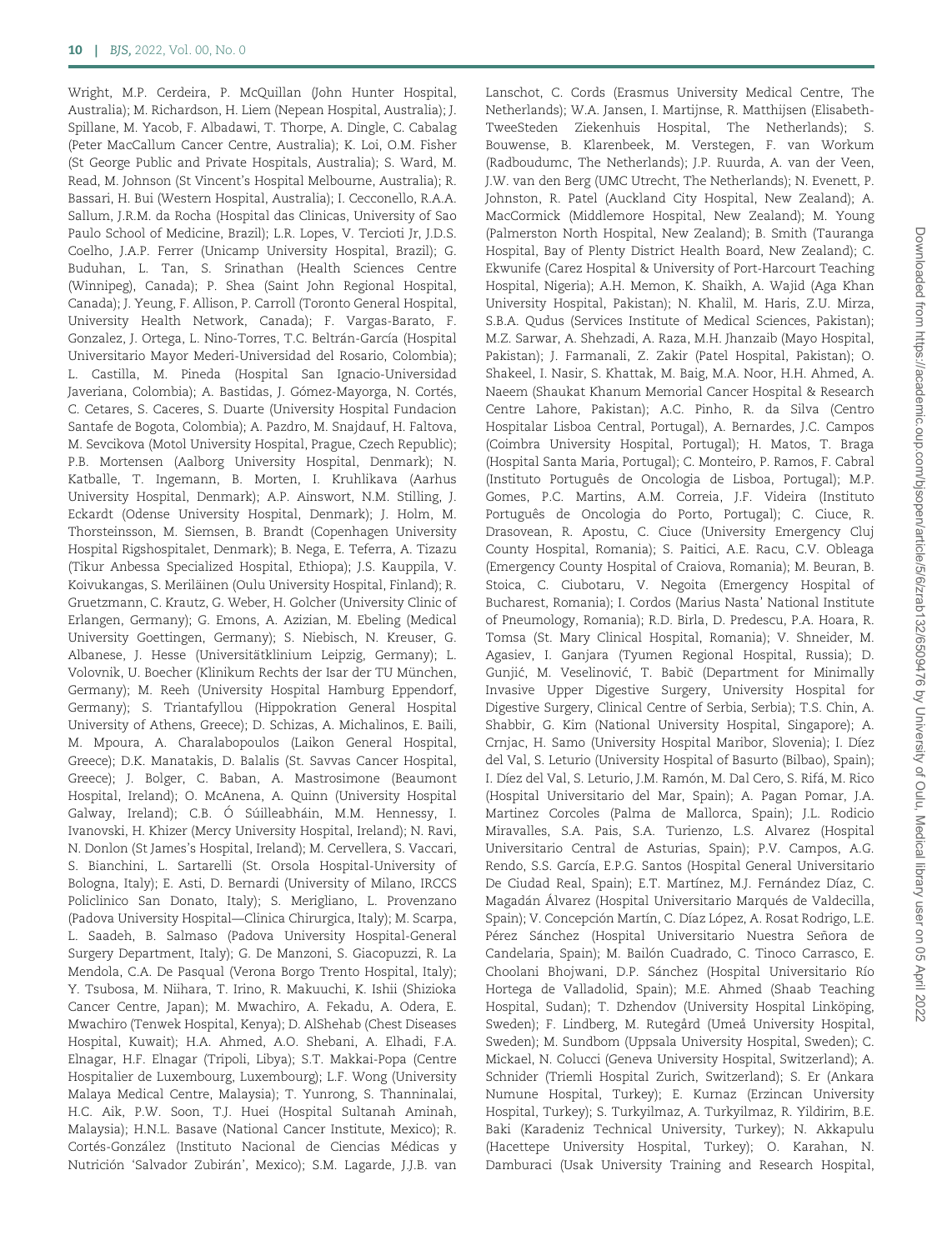Wright, M.P. Cerdeira, P. McQuillan (John Hunter Hospital, Australia); M. Richardson, H. Liem (Nepean Hospital, Australia); J. Spillane, M. Yacob, F. Albadawi, T. Thorpe, A. Dingle, C. Cabalag (Peter MacCallum Cancer Centre, Australia); K. Loi, O.M. Fisher (St George Public and Private Hospitals, Australia); S. Ward, M. Read, M. Johnson (St Vincent's Hospital Melbourne, Australia); R. Bassari, H. Bui (Western Hospital, Australia); I. Cecconello, R.A.A. Sallum, J.R.M. da Rocha (Hospital das Clinicas, University of Sao Paulo School of Medicine, Brazil); L.R. Lopes, V. Tercioti Jr, J.D.S. Coelho, J.A.P. Ferrer (Unicamp University Hospital, Brazil); G. Buduhan, L. Tan, S. Srinathan (Health Sciences Centre (Winnipeg), Canada); P. Shea (Saint John Regional Hospital, Canada); J. Yeung, F. Allison, P. Carroll (Toronto General Hospital, University Health Network, Canada); F. Vargas-Barato, F. Gonzalez, J. Ortega, L. Nino-Torres, T.C. Beltrán-García (Hospital Universitario Mayor Mederi-Universidad del Rosario, Colombia); L. Castilla, M. Pineda (Hospital San Ignacio-Universidad Javeriana, Colombia); A. Bastidas, J. Gómez-Mayorga, N. Cortés, C. Cetares, S. Caceres, S. Duarte (University Hospital Fundacion Santafe de Bogota, Colombia); A. Pazdro, M. Snajdauf, H. Faltova, M. Sevcikova (Motol University Hospital, Prague, Czech Republic); P.B. Mortensen (Aalborg University Hospital, Denmark); N. Katballe, T. Ingemann, B. Morten, I. Kruhlikava (Aarhus University Hospital, Denmark); A.P. Ainswort, N.M. Stilling, J. Eckardt (Odense University Hospital, Denmark); J. Holm, M. Thorsteinsson, M. Siemsen, B. Brandt (Copenhagen University Hospital Rigshospitalet, Denmark); B. Nega, E. Teferra, A. Tizazu (Tikur Anbessa Specialized Hospital, Ethiopa); J.S. Kauppila, V. Koivukangas, S. Meriläinen (Oulu University Hospital, Finland); R. Gruetzmann, C. Krautz, G. Weber, H. Golcher (University Clinic of Erlangen, Germany); G. Emons, A. Azizian, M. Ebeling (Medical University Goettingen, Germany); S. Niebisch, N. Kreuser, G. Albanese, J. Hesse (Universitätklinium Leipzig, Germany); L. Volovnik, U. Boecher (Klinikum Rechts der Isar der TU München, Germany); M. Reeh (University Hospital Hamburg Eppendorf, Germany); S. Triantafyllou (Hippokration General Hospital University of Athens, Greece); D. Schizas, A. Michalinos, E. Baili, M. Mpoura, A. Charalabopoulos (Laikon General Hospital, Greece); D.K. Manatakis, D. Balalis (St. Savvas Cancer Hospital, Greece); J. Bolger, C. Baban, A. Mastrosimone (Beaumont Hospital, Ireland); O. McAnena, A. Quinn (University Hospital Galway, Ireland); C.B. Ó Súilleabháin, M.M. Hennessy, I. Ivanovski, H. Khizer (Mercy University Hospital, Ireland); N. Ravi, N. Donlon (St James's Hospital, Ireland); M. Cervellera, S. Vaccari, S. Bianchini, L. Sartarelli (St. Orsola Hospital-University of Bologna, Italy); E. Asti, D. Bernardi (University of Milano, IRCCS Policlinico San Donato, Italy); S. Merigliano, L. Provenzano (Padova University Hospital—Clinica Chirurgica, Italy); M. Scarpa, L. Saadeh, B. Salmaso (Padova University Hospital-General Surgery Department, Italy); G. De Manzoni, S. Giacopuzzi, R. La Mendola, C.A. De Pasqual (Verona Borgo Trento Hospital, Italy); Y. Tsubosa, M. Niihara, T. Irino, R. Makuuchi, K. Ishii (Shizioka Cancer Centre, Japan); M. Mwachiro, A. Fekadu, A. Odera, E. Mwachiro (Tenwek Hospital, Kenya); D. AlShehab (Chest Diseases Hospital, Kuwait); H.A. Ahmed, A.O. Shebani, A. Elhadi, F.A. Elnagar, H.F. Elnagar (Tripoli, Libya); S.T. Makkai-Popa (Centre Hospitalier de Luxembourg, Luxembourg); L.F. Wong (University Malaya Medical Centre, Malaysia); T. Yunrong, S. Thanninalai, H.C. Aik, P.W. Soon, T.J. Huei (Hospital Sultanah Aminah, Malaysia); H.N.L. Basave (National Cancer Institute, Mexico); R. Cortés-González (Instituto Nacional de Ciencias Médicas y Nutrición 'Salvador Zubirán', Mexico); S.M. Lagarde, J.J.B. van Lanschot, C. Cords (Erasmus University Medical Centre, The Netherlands); W.A. Jansen, I. Martijnse, R. Matthijsen (Elisabeth-TweeSteden Ziekenhuis Hospital, The Netherlands); S. Bouwense, B. Klarenbeek, M. Verstegen, F. van Workum (Radboudumc, The Netherlands); J.P. Ruurda, A. van der Veen, J.W. van den Berg (UMC Utrecht, The Netherlands); N. Evenett, P. Johnston, R. Patel (Auckland City Hospital, New Zealand); A. MacCormick (Middlemore Hospital, New Zealand); M. Young (Palmerston North Hospital, New Zealand); B. Smith (Tauranga Hospital, Bay of Plenty District Health Board, New Zealand); C. Ekwunife (Carez Hospital & University of Port-Harcourt Teaching Hospital, Nigeria); A.H. Memon, K. Shaikh, A. Wajid (Aga Khan University Hospital, Pakistan); N. Khalil, M. Haris, Z.U. Mirza, S.B.A. Qudus (Services Institute of Medical Sciences, Pakistan); M.Z. Sarwar, A. Shehzadi, A. Raza, M.H. Jhanzaib (Mayo Hospital, Pakistan); J. Farmanali, Z. Zakir (Patel Hospital, Pakistan); O. Shakeel, I. Nasir, S. Khattak, M. Baig, M.A. Noor, H.H. Ahmed, A. Naeem (Shaukat Khanum Memorial Cancer Hospital & Research Centre Lahore, Pakistan); A.C. Pinho, R. da Silva (Centro Hospitalar Lisboa Central, Portugal), A. Bernardes, J.C. Campos (Coimbra University Hospital, Portugal); H. Matos, T. Braga (Hospital Santa Maria, Portugal); C. Monteiro, P. Ramos, F. Cabral (Instituto Português de Oncologia de Lisboa, Portugal); M.P. Gomes, P.C. Martins, A.M. Correia, J.F. Videira (Instituto Português de Oncologia do Porto, Portugal); C. Ciuce, R. Drasovean, R. Apostu, C. Ciuce (University Emergency Cluj County Hospital, Romania); S. Paitici, A.E. Racu, C.V. Obleaga (Emergency County Hospital of Craiova, Romania); M. Beuran, B. Stoica, C. Ciubotaru, V. Negoita (Emergency Hospital of Bucharest, Romania); I. Cordos (Marius Nasta' National Institute of Pneumology, Romania); R.D. Birla, D. Predescu, P.A. Hoara, R. Tomsa (St. Mary Clinical Hospital, Romania); V. Shneider, M. Agasiev, I. Ganjara (Tyumen Regional Hospital, Russia); D. Gunjić, M. Veselinović, T. Babič (Department for Minimally Invasive Upper Digestive Surgery, University Hospital for Digestive Surgery, Clinical Centre of Serbia, Serbia); T.S. Chin, A. Shabbir, G. Kim (National University Hospital, Singapore); A. Crnjac, H. Samo (University Hospital Maribor, Slovenia); I. Díez del Val, S. Leturio (University Hospital of Basurto (Bilbao), Spain); I. Díez del Val, S. Leturio, J.M. Ramón, M. Dal Cero, S. Rifá, M. Rico (Hospital Universitario del Mar, Spain); A. Pagan Pomar, J.A. Martinez Corcoles (Palma de Mallorca, Spain); J.L. Rodicio Miravalles, S.A. Pais, S.A. Turienzo, L.S. Alvarez (Hospital Universitario Central de Asturias, Spain); P.V. Campos, A.G. Rendo, S.S. García, E.P.G. Santos (Hospital General Universitario De Ciudad Real, Spain); E.T. Martínez, M.J. Fernández Díaz, C. Magadán Álvarez (Hospital Universitario Marqués de Valdecilla, Spain); V. Concepción Martín, C. Díaz López, A. Rosat Rodrigo, L.E. Pérez Sánchez (Hospital Universitario Nuestra Señora de Candelaria, Spain); M. Bailón Cuadrado, C. Tinoco Carrasco, E. Choolani Bhojwani, D.P. Sánchez (Hospital Universitario Río Hortega de Valladolid, Spain); M.E. Ahmed (Shaab Teaching Hospital, Sudan); T. Dzhendov (University Hospital Linköping, Sweden); F. Lindberg, M. Rutegård (Umeå University Hospital, Sweden); M. Sundbom (Uppsala University Hospital, Sweden); C. Mickael, N. Colucci (Geneva University Hospital, Switzerland); A. Schnider (Triemli Hospital Zurich, Switzerland); S. Er (Ankara Numune Hospital, Turkey); E. Kurnaz (Erzincan University Hospital, Turkey); S. Turkyilmaz, A. Turkyilmaz, R. Yildirim, B.E. Baki (Karadeniz Technical University, Turkey); N. Akkapulu (Hacettepe University Hospital, Turkey); O. Karahan, N. Damburaci (Usak University Training and Research Hospital,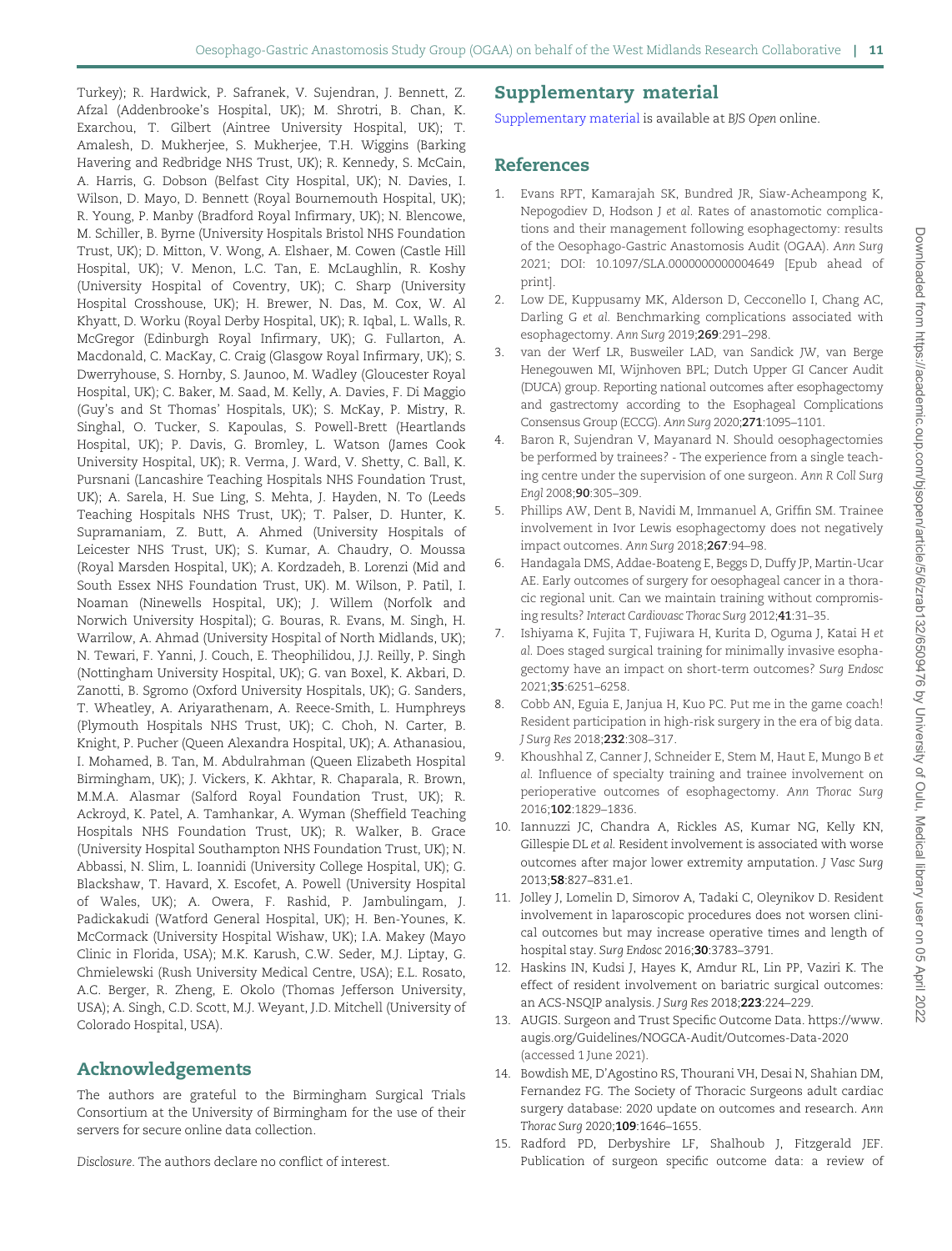Turkey); R. Hardwick, P. Safranek, V. Sujendran, J. Bennett, Z. Afzal (Addenbrooke's Hospital, UK); M. Shrotri, B. Chan, K. Exarchou, T. Gilbert (Aintree University Hospital, UK); T. Amalesh, D. Mukherjee, S. Mukherjee, T.H. Wiggins (Barking Havering and Redbridge NHS Trust, UK); R. Kennedy, S. McCain, A. Harris, G. Dobson (Belfast City Hospital, UK); N. Davies, I. Wilson, D. Mayo, D. Bennett (Royal Bournemouth Hospital, UK); R. Young, P. Manby (Bradford Royal Infirmary, UK); N. Blencowe, M. Schiller, B. Byrne (University Hospitals Bristol NHS Foundation Trust, UK); D. Mitton, V. Wong, A. Elshaer, M. Cowen (Castle Hill Hospital, UK); V. Menon, L.C. Tan, E. McLaughlin, R. Koshy (University Hospital of Coventry, UK); C. Sharp (University Hospital Crosshouse, UK); H. Brewer, N. Das, M. Cox, W. Al Khyatt, D. Worku (Royal Derby Hospital, UK); R. Iqbal, L. Walls, R. McGregor (Edinburgh Royal Infirmary, UK); G. Fullarton, A. Macdonald, C. MacKay, C. Craig (Glasgow Royal Infirmary, UK); S. Dwerryhouse, S. Hornby, S. Jaunoo, M. Wadley (Gloucester Royal Hospital, UK); C. Baker, M. Saad, M. Kelly, A. Davies, F. Di Maggio (Guy's and St Thomas' Hospitals, UK); S. McKay, P. Mistry, R. Singhal, O. Tucker, S. Kapoulas, S. Powell-Brett (Heartlands Hospital, UK); P. Davis, G. Bromley, L. Watson (James Cook University Hospital, UK); R. Verma, J. Ward, V. Shetty, C. Ball, K. Pursnani (Lancashire Teaching Hospitals NHS Foundation Trust, UK); A. Sarela, H. Sue Ling, S. Mehta, J. Hayden, N. To (Leeds Teaching Hospitals NHS Trust, UK); T. Palser, D. Hunter, K. Supramaniam, Z. Butt, A. Ahmed (University Hospitals of Leicester NHS Trust, UK); S. Kumar, A. Chaudry, O. Moussa (Royal Marsden Hospital, UK); A. Kordzadeh, B. Lorenzi (Mid and South Essex NHS Foundation Trust, UK). M. Wilson, P. Patil, I. Noaman (Ninewells Hospital, UK); J. Willem (Norfolk and Norwich University Hospital); G. Bouras, R. Evans, M. Singh, H. Warrilow, A. Ahmad (University Hospital of North Midlands, UK); N. Tewari, F. Yanni, J. Couch, E. Theophilidou, J.J. Reilly, P. Singh (Nottingham University Hospital, UK); G. van Boxel, K. Akbari, D. Zanotti, B. Sgromo (Oxford University Hospitals, UK); G. Sanders, T. Wheatley, A. Ariyarathenam, A. Reece-Smith, L. Humphreys (Plymouth Hospitals NHS Trust, UK); C. Choh, N. Carter, B. Knight, P. Pucher (Queen Alexandra Hospital, UK); A. Athanasiou, I. Mohamed, B. Tan, M. Abdulrahman (Queen Elizabeth Hospital Birmingham, UK); J. Vickers, K. Akhtar, R. Chaparala, R. Brown, M.M.A. Alasmar (Salford Royal Foundation Trust, UK); R. Ackroyd, K. Patel, A. Tamhankar, A. Wyman (Sheffield Teaching Hospitals NHS Foundation Trust, UK); R. Walker, B. Grace (University Hospital Southampton NHS Foundation Trust, UK); N. Abbassi, N. Slim, L. Ioannidi (University College Hospital, UK); G. Blackshaw, T. Havard, X. Escofet, A. Powell (University Hospital of Wales, UK); A. Owera, F. Rashid, P. Jambulingam, J. Padickakudi (Watford General Hospital, UK); H. Ben-Younes, K. McCormack (University Hospital Wishaw, UK); I.A. Makey (Mayo Clinic in Florida, USA); M.K. Karush, C.W. Seder, M.J. Liptay, G. Chmielewski (Rush University Medical Centre, USA); E.L. Rosato, A.C. Berger, R. Zheng, E. Okolo (Thomas Jefferson University, USA); A. Singh, C.D. Scott, M.J. Weyant, J.D. Mitchell (University of Colorado Hospital, USA).

## Acknowledgements

The authors are grateful to the Birmingham Surgical Trials Consortium at the University of Birmingham for the use of their servers for secure online data collection.

*Disclosure*. The authors declare no conflict of interest.

## Supplementary material

Supplementary material is available at *BJS Open* online.

## References

1. Evans RPT, Kamarajah SK, Bundred JR, Siaw-Acheampong K, Nepogodiev D, Hodson J *et al*. Rates of anastomotic complications and their management following esophagectomy: results of the Oesophago-Gastric Anastomosis Audit (OGAA). *Ann Surg* 2021; DOI: 10.1097/SLA.0000000000004649 [Epub ahead of print].
2. Low DE, Kuppusamy MK, Alderson D, Cecconello I, Chang AC, Darling G *et al*. Benchmarking complications associated with esophagectomy. *Ann Surg* 2019;**269**:291–298.
3. van der Werf LR, Busweiler LAD, van Sandick JW, van Berge Henegouwen MI, Wijnhoven BPL; Dutch Upper GI Cancer Audit (DUCA) group. Reporting national outcomes after esophagectomy and gastrectomy according to the Esophageal Complications Consensus Group (ECCG). *Ann Surg* 2020;**271**:1095–1101.
4. Baron R, Sujendran V, Mayanard N. Should oesophagectomies be performed by trainees? - The experience from a single teaching centre under the supervision of one surgeon. *Ann R Coll Surg Engl* 2008;**90**:305–309.
5. Phillips AW, Dent B, Navidi M, Immanuel A, Griffin SM. Trainee involvement in Ivor Lewis esophagectomy does not negatively impact outcomes. *Ann Surg* 2018;**267**:94–98.
6. Handagala DMS, Addae-Boateng E, Beggs D, Duffy JP, Martin-Ucar AE. Early outcomes of surgery for oesophageal cancer in a thoracic regional unit. Can we maintain training without compromising results? *Interact Cardiovasc Thorac Surg* 2012;**41**:31–35.
7. Ishiyama K, Fujita T, Fujiwara H, Kurita D, Oguma J, Katai H *et al*. Does staged surgical training for minimally invasive esophagectomy have an impact on short-term outcomes? *Surg Endosc* 2021;**35**:6251–6258.
8. Cobb AN, Eguia E, Janjua H, Kuo PC. Put me in the game coach! Resident participation in high-risk surgery in the era of big data. *J Surg Res* 2018;**232**:308–317.
9. Khoushhal Z, Canner J, Schneider E, Stem M, Haut E, Mungo B *et al*. Influence of specialty training and trainee involvement on perioperative outcomes of esophagectomy. *Ann Thorac Surg* 2016;**102**:1829–1836.
10. Iannuzzi JC, Chandra A, Rickles AS, Kumar NG, Kelly KN, Gillespie DL *et al*. Resident involvement is associated with worse outcomes after major lower extremity amputation. *J Vasc Surg* 2013;**58**:827–831.e1.
11. Jolley J, Lomelin D, Simorov A, Tadaki C, Oleynikov D. Resident involvement in laparoscopic procedures does not worsen clinical outcomes but may increase operative times and length of hospital stay. *Surg Endosc* 2016;**30**:3783–3791.
12. Haskins IN, Kudsi J, Hayes K, Amdur RL, Lin PP, Vaziri K. The effect of resident involvement on bariatric surgical outcomes: an ACS-NSQIP analysis. *J Surg Res* 2018;**223**:224–229.
13. AUGIS. Surgeon and Trust Specific Outcome Data. https://www.augis.org/Guidelines/NOGCA-Audit/Outcomes-Data-2020 (accessed 1 June 2021).
14. Bowdish ME, D'Agostino RS, Thourani VH, Desai N, Shahian DM, Fernandez FG. The Society of Thoracic Surgeons adult cardiac surgery database: 2020 update on outcomes and research. *Ann Thorac Surg* 2020;**109**:1646–1655.
15. Radford PD, Derbyshire LF, Shalhoub J, Fitzgerald JEF. Publication of surgeon specific outcome data: a review of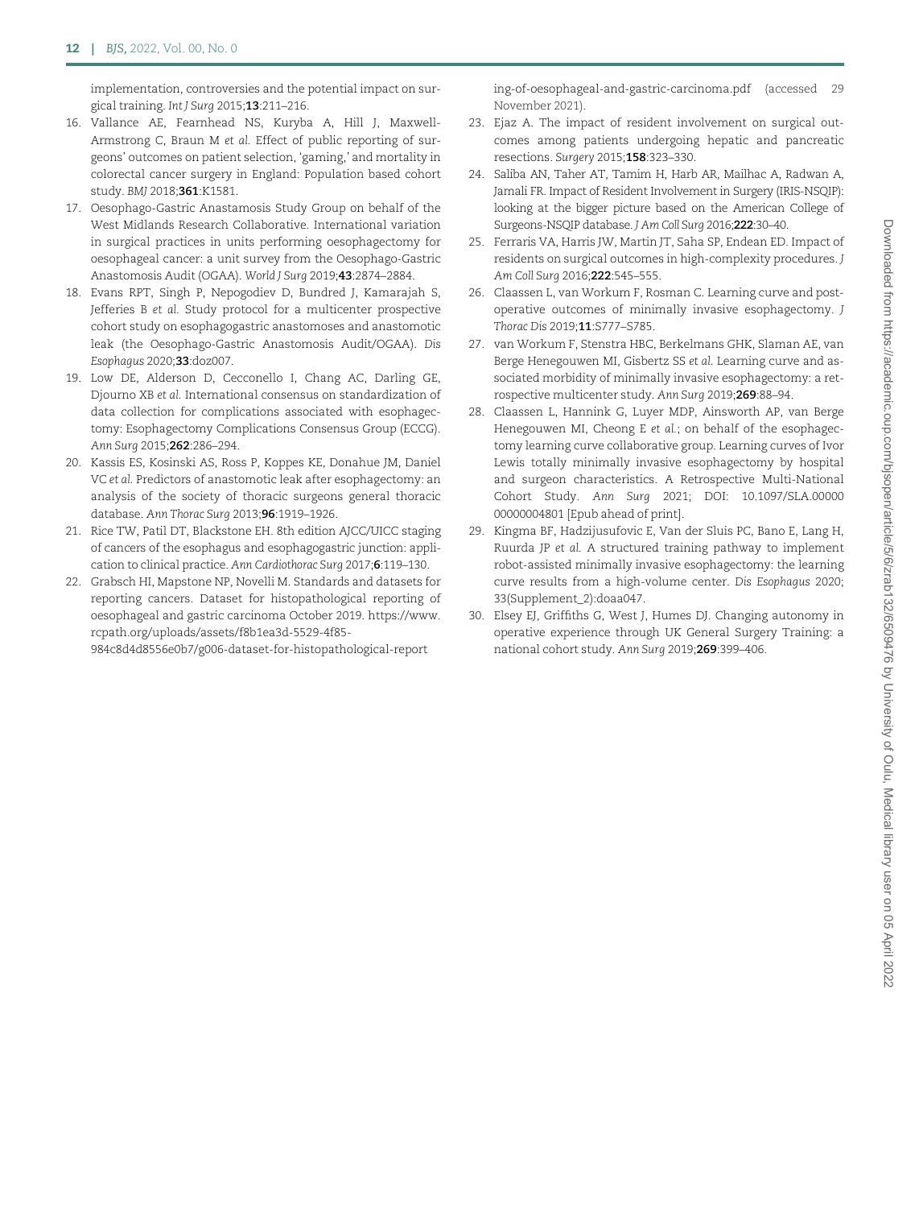implementation, controversies and the potential impact on surgical training. *Int J Surg* 2015;**13**:211–216.

16. Vallance AE, Fearnhead NS, Kuryba A, Hill J, Maxwell-Armstrong C, Braun M *et al.* Effect of public reporting of surgeons' outcomes on patient selection, 'gaming,' and mortality in colorectal cancer surgery in England: Population based cohort study. *BMJ* 2018;**361**:K1581.
17. Oesophago-Gastric Anastamosis Study Group on behalf of the West Midlands Research Collaborative. International variation in surgical practices in units performing oesophagectomy for oesophageal cancer: a unit survey from the Oesophago-Gastric Anastomosis Audit (OGAA). *World J Surg* 2019;**43**:2874–2884.
18. Evans RPT, Singh P, Nepogodiev D, Bundred J, Kamarajah S, Jefferies B *et al.* Study protocol for a multicenter prospective cohort study on esophagogastric anastomoses and anastomotic leak (the Oesophago-Gastric Anastomosis Audit/OGAA). *Dis Esophagus* 2020;**33**:doz007.
19. Low DE, Alderson D, Cecconello I, Chang AC, Darling GE, Djourno XB *et al.* International consensus on standardization of data collection for complications associated with esophagectomy: Esophagectomy Complications Consensus Group (ECCG). *Ann Surg* 2015;**262**:286–294.
20. Kassis ES, Kosinski AS, Ross P, Koppes KE, Donahue JM, Daniel VC *et al.* Predictors of anastomotic leak after esophagectomy: an analysis of the society of thoracic surgeons general thoracic database. *Ann Thorac Surg* 2013;**96**:1919–1926.
21. Rice TW, Patil DT, Blackstone EH. 8th edition AJCC/UICC staging of cancers of the esophagus and esophagogastric junction: application to clinical practice. *Ann Cardiothorac Surg* 2017;**6**:119–130.
22. Grabsch HI, Mapstone NP, Novelli M. Standards and datasets for reporting cancers. Dataset for histopathological reporting of oesophageal and gastric carcinoma October 2019. https://www.rcpath.org/uploads/assets/f8b1ea3d-5529-4f85-984c8d4d8556e0b7/g006-dataset-for-histopathological-reporting-of-oesophageal-and-gastric-carcinoma.pdf (accessed 29 November 2021).
23. Ejaz A. The impact of resident involvement on surgical outcomes among patients undergoing hepatic and pancreatic resections. *Surgery* 2015;**158**:323–330.
24. Saliba AN, Taher AT, Tamim H, Harb AR, Mailhac A, Radwan A, Jamali FR. Impact of Resident Involvement in Surgery (IRIS-NSQIP): looking at the bigger picture based on the American College of Surgeons-NSQIP database. *J Am Coll Surg* 2016;**222**:30–40.
25. Ferraris VA, Harris JW, Martin JT, Saha SP, Endean ED. Impact of residents on surgical outcomes in high-complexity procedures. *J Am Coll Surg* 2016;**222**:545–555.
26. Claassen L, van Workum F, Rosman C. Learning curve and postoperative outcomes of minimally invasive esophagectomy. *J Thorac Dis* 2019;**11**:S777–S785.
27. van Workum F, Stenstra HBC, Berkelmans GHK, Slaman AE, van Berge Henegouwen MI, Gisbertz SS *et al.* Learning curve and associated morbidity of minimally invasive esophagectomy: a retrospective multicenter study. *Ann Surg* 2019;**269**:88–94.
28. Claassen L, Hannink G, Luyer MDP, Ainsworth AP, van Berge Henegouwen MI, Cheong E *et al.*; on behalf of the esophagectomy learning curve collaborative group. Learning curves of Ivor Lewis totally minimally invasive esophagectomy by hospital and surgeon characteristics. A Retrospective Multi-National Cohort Study. *Ann Surg* 2021; DOI: 10.1097/SLA.0000000000004801 [Epub ahead of print].
29. Kingma BF, Hadzijusufovic E, Van der Sluis PC, Bano E, Lang H, Ruurda JP *et al.* A structured training pathway to implement robot-assisted minimally invasive esophagectomy: the learning curve results from a high-volume center. *Dis Esophagus* 2020; 33(Supplement_2):doaa047.
30. Elsey EJ, Griffiths G, West J, Humes DJ. Changing autonomy in operative experience through UK General Surgery Training: a national cohort study. *Ann Surg* 2019;**269**:399–406.